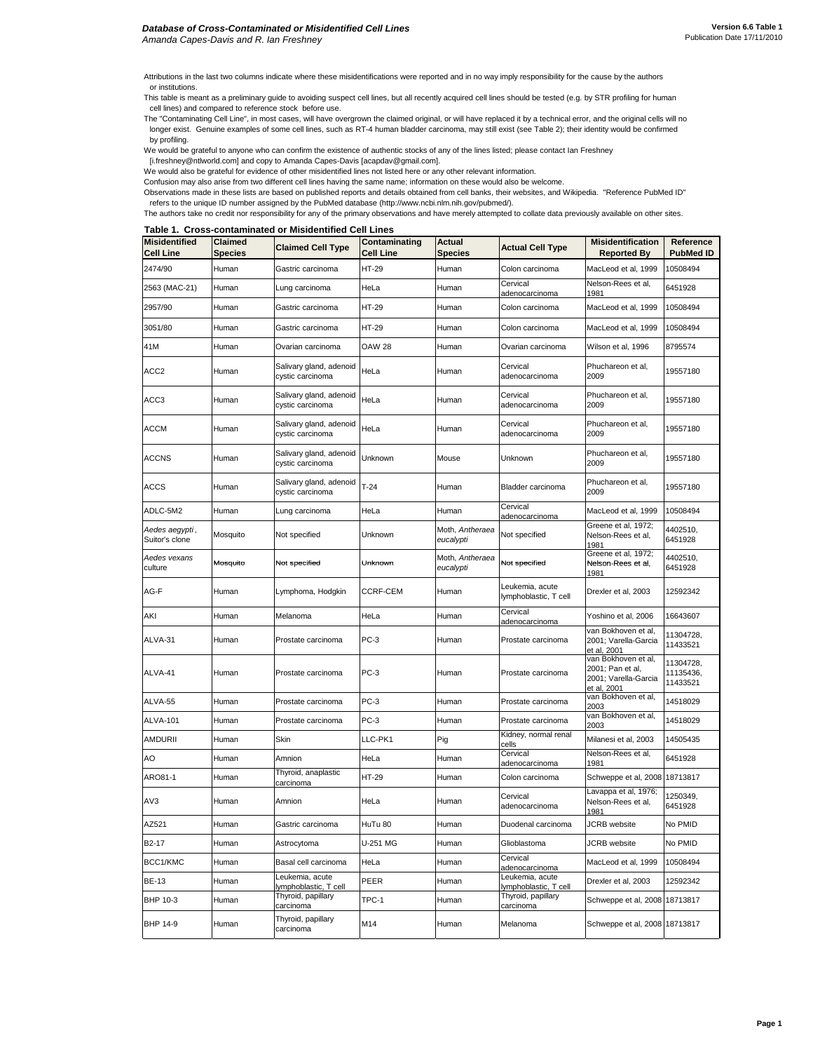*Amanda Capes-Davis and R. Ian Freshney*

Attributions in the last two columns indicate where these misidentifications were reported and in no way imply responsibility for the cause by the authors or institutions.

This table is meant as a preliminary guide to avoiding suspect cell lines, but all recently acquired cell lines should be tested (e.g. by STR profiling for human cell lines) and compared to reference stock before use.

The "Contaminating Cell Line", in most cases, will have overgrown the claimed original, or will have replaced it by a technical error, and the original cells will no longer exist. Genuine examples of some cell lines, such as RT-4 human bladder carcinoma, may still exist (see Table 2); their identity would be confirmed by profiling.

We would be grateful to anyone who can confirm the existence of authentic stocks of any of the lines listed; please contact Ian Freshney [i.freshney@ntlworld.com] and copy to Amanda Capes-Davis [acapdav@gmail.com].

We would also be grateful for evidence of other misidentified lines not listed here or any other relevant information.

Confusion may also arise from two different cell lines having the same name; information on these would also be welcome.

Observations made in these lists are based on published reports and details obtained from cell banks, their websites, and Wikipedia. "Reference PubMed ID" refers to the unique ID number assigned by the PubMed database (http://www.ncbi.nlm.nih.gov/pubmed/).

The authors take no credit nor responsibility for any of the primary observations and have merely attempted to collate data previously available on other sites.

**Table 1. Cross-contaminated or Misidentified Cell Lines**

| Misidentified Cell Line | Claimed Species | Claimed Cell Type | Contaminating Cell Line | Actual Species | Actual Cell Type | Misidentification Reported By | Reference PubMed ID |
|---|---|---|---|---|---|---|---|
| 2474/90 | Human | Gastric carcinoma | HT-29 | Human | Colon carcinoma | MacLeod et al, 1999 | 10508494 |
| 2563 (MAC-21) | Human | Lung carcinoma | HeLa | Human | Cervical adenocarcinoma | Nelson-Rees et al, 1981 | 6451928 |
| 2957/90 | Human | Gastric carcinoma | HT-29 | Human | Colon carcinoma | MacLeod et al, 1999 | 10508494 |
| 3051/80 | Human | Gastric carcinoma | HT-29 | Human | Colon carcinoma | MacLeod et al, 1999 | 10508494 |
| 41M | Human | Ovarian carcinoma | OAW 28 | Human | Ovarian carcinoma | Wilson et al, 1996 | 8795574 |
| ACC2 | Human | Salivary gland, adenoid cystic carcinoma | HeLa | Human | Cervical adenocarcinoma | Phuchareon et al, 2009 | 19557180 |
| ACC3 | Human | Salivary gland, adenoid cystic carcinoma | HeLa | Human | Cervical adenocarcinoma | Phuchareon et al, 2009 | 19557180 |
| ACCM | Human | Salivary gland, adenoid cystic carcinoma | HeLa | Human | Cervical adenocarcinoma | Phuchareon et al, 2009 | 19557180 |
| ACCNS | Human | Salivary gland, adenoid cystic carcinoma | Unknown | Mouse | Unknown | Phuchareon et al, 2009 | 19557180 |
| ACCS | Human | Salivary gland, adenoid cystic carcinoma | T-24 | Human | Bladder carcinoma | Phuchareon et al, 2009 | 19557180 |
| ADLC-5M2 | Human | Lung carcinoma | HeLa | Human | Cervical adenocarcinoma | MacLeod et al, 1999 | 10508494 |
| *Aedes aegypti*, Suitor's clone | Mosquito | Not specified | Unknown | Moth, *Antheraea eucalypti* | Not specified | Greene et al, 1972; Nelson-Rees et al, 1981 | 4402510, 6451928 |
| *Aedes vexans* culture | Mosquito | Not specified | Unknown | Moth, *Antheraea eucalypti* | Not specified | Greene et al, 1972; Nelson-Rees et al, 1981 | 4402510, 6451928 |
| AG-F | Human | Lymphoma, Hodgkin | CCRF-CEM | Human | Leukemia, acute lymphoblastic, T cell | Drexler et al, 2003 | 12592342 |
| AKI | Human | Melanoma | HeLa | Human | Cervical adenocarcinoma | Yoshino et al, 2006 | 16643607 |
| ALVA-31 | Human | Prostate carcinoma | PC-3 | Human | Prostate carcinoma | van Bokhoven et al, 2001; Varella-Garcia et al, 2001 | 11304728, 11433521 |
| ALVA-41 | Human | Prostate carcinoma | PC-3 | Human | Prostate carcinoma | van Bokhoven et al, 2001; Pan et al, 2001; Varella-Garcia et al, 2001 | 11304728, 11135436, 11433521 |
| ALVA-55 | Human | Prostate carcinoma | PC-3 | Human | Prostate carcinoma | van Bokhoven et al, 2003 | 14518029 |
| ALVA-101 | Human | Prostate carcinoma | PC-3 | Human | Prostate carcinoma | van Bokhoven et al, 2003 | 14518029 |
| AMDURII | Human | Skin | LLC-PK1 | Pig | Kidney, normal renal cells | Milanesi et al, 2003 | 14505435 |
| AO | Human | Amnion | HeLa | Human | Cervical adenocarcinoma | Nelson-Rees et al, 1981 | 6451928 |
| ARO81-1 | Human | Thyroid, anaplastic carcinoma | HT-29 | Human | Colon carcinoma | Schweppe et al, 2008 | 18713817 |
| AV3 | Human | Amnion | HeLa | Human | Cervical adenocarcinoma | Lavappa et al, 1976; Nelson-Rees et al, 1981 | 1250349, 6451928 |
| AZ521 | Human | Gastric carcinoma | HuTu 80 | Human | Duodenal carcinoma | JCRB website | No PMID |
| B2-17 | Human | Astrocytoma | U-251 MG | Human | Glioblastoma | JCRB website | No PMID |
| BCC1/KMC | Human | Basal cell carcinoma | HeLa | Human | Cervical adenocarcinoma | MacLeod et al, 1999 | 10508494 |
| BE-13 | Human | Leukemia, acute lymphoblastic, T cell | PEER | Human | Leukemia, acute lymphoblastic, T cell | Drexler et al, 2003 | 12592342 |
| BHP 10-3 | Human | Thyroid, papillary carcinoma | TPC-1 | Human | Thyroid, papillary carcinoma | Schweppe et al, 2008 | 18713817 |
| BHP 14-9 | Human | Thyroid, papillary carcinoma | M14 | Human | Melanoma | Schweppe et al, 2008 | 18713817 |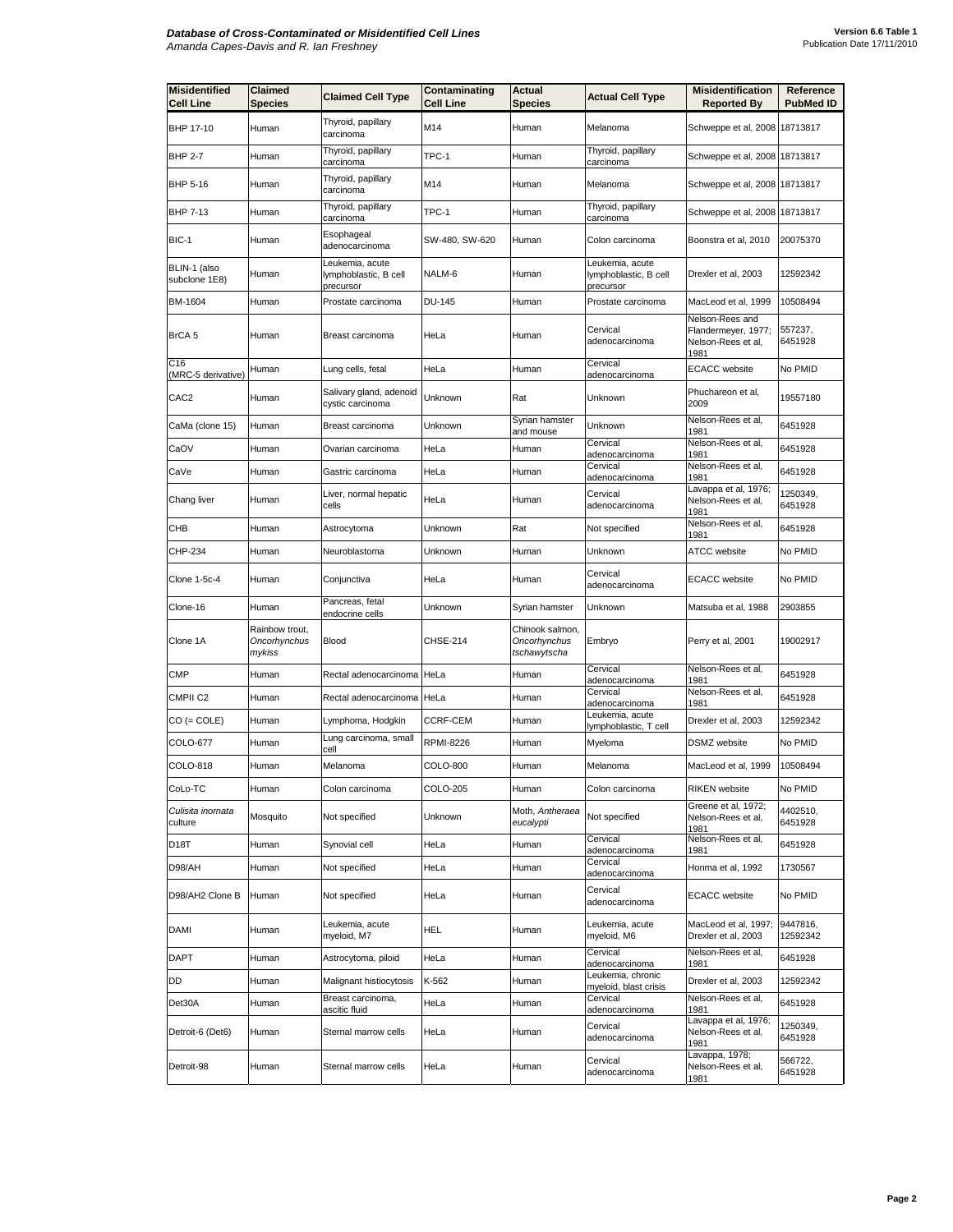| Misidentified Cell Line | Claimed Species | Claimed Cell Type | Contaminating Cell Line | Actual Species | Actual Cell Type | Misidentification Reported By | Reference PubMed ID |
|---|---|---|---|---|---|---|---|
| BHP 17-10 | Human | Thyroid, papillary carcinoma | M14 | Human | Melanoma | Schweppe et al, 2008 | 18713817 |
| BHP 2-7 | Human | Thyroid, papillary carcinoma | TPC-1 | Human | Thyroid, papillary carcinoma | Schweppe et al, 2008 | 18713817 |
| BHP 5-16 | Human | Thyroid, papillary carcinoma | M14 | Human | Melanoma | Schweppe et al, 2008 | 18713817 |
| BHP 7-13 | Human | Thyroid, papillary carcinoma | TPC-1 | Human | Thyroid, papillary carcinoma | Schweppe et al, 2008 | 18713817 |
| BIC-1 | Human | Esophageal adenocarcinoma | SW-480, SW-620 | Human | Colon carcinoma | Boonstra et al, 2010 | 20075370 |
| BLIN-1 (also subclone 1E8) | Human | Leukemia, acute lymphoblastic, B cell precursor | NALM-6 | Human | Leukemia, acute lymphoblastic, B cell precursor | Drexler et al, 2003 | 12592342 |
| BM-1604 | Human | Prostate carcinoma | DU-145 | Human | Prostate carcinoma | MacLeod et al, 1999 | 10508494 |
| BrCA 5 | Human | Breast carcinoma | HeLa | Human | Cervical adenocarcinoma | Nelson-Rees and Flandermeyer, 1977; Nelson-Rees et al, 1981 | 557237, 6451928 |
| C16 (MRC-5 derivative) | Human | Lung cells, fetal | HeLa | Human | Cervical adenocarcinoma | ECACC website | No PMID |
| CAC2 | Human | Salivary gland, adenoid cystic carcinoma | Unknown | Rat | Unknown | Phuchareon et al, 2009 | 19557180 |
| CaMa (clone 15) | Human | Breast carcinoma | Unknown | Syrian hamster and mouse | Unknown | Nelson-Rees et al, 1981 | 6451928 |
| CaOV | Human | Ovarian carcinoma | HeLa | Human | Cervical adenocarcinoma | Nelson-Rees et al, 1981 | 6451928 |
| CaVe | Human | Gastric carcinoma | HeLa | Human | Cervical adenocarcinoma | Nelson-Rees et al, 1981 | 6451928 |
| Chang liver | Human | Liver, normal hepatic cells | HeLa | Human | Cervical adenocarcinoma | Lavappa et al, 1976; Nelson-Rees et al, 1981 | 1250349, 6451928 |
| CHB | Human | Astrocytoma | Unknown | Rat | Not specified | Nelson-Rees et al, 1981 | 6451928 |
| CHP-234 | Human | Neuroblastoma | Unknown | Human | Unknown | ATCC website | No PMID |
| Clone 1-5c-4 | Human | Conjunctiva | HeLa | Human | Cervical adenocarcinoma | ECACC website | No PMID |
| Clone-16 | Human | Pancreas, fetal endocrine cells | Unknown | Syrian hamster | Unknown | Matsuba et al, 1988 | 2903855 |
| Clone 1A | Rainbow trout, *Oncorhynchus mykiss* | Blood | CHSE-214 | Chinook salmon, *Oncorhynchus tschawytscha* | Embryo | Perry et al, 2001 | 19002917 |
| CMP | Human | Rectal adenocarcinoma | HeLa | Human | Cervical adenocarcinoma | Nelson-Rees et al, 1981 | 6451928 |
| CMPII C2 | Human | Rectal adenocarcinoma | HeLa | Human | Cervical adenocarcinoma | Nelson-Rees et al, 1981 | 6451928 |
| CO (= COLE) | Human | Lymphoma, Hodgkin | CCRF-CEM | Human | Leukemia, acute lymphoblastic, T cell | Drexler et al, 2003 | 12592342 |
| COLO-677 | Human | Lung carcinoma, small cell | RPMI-8226 | Human | Myeloma | DSMZ website | No PMID |
| COLO-818 | Human | Melanoma | COLO-800 | Human | Melanoma | MacLeod et al, 1999 | 10508494 |
| CoLo-TC | Human | Colon carcinoma | COLO-205 | Human | Colon carcinoma | RIKEN website | No PMID |
| *Culisita inornata* culture | Mosquito | Not specified | Unknown | Moth, *Antheraea eucalypti* | Not specified | Greene et al, 1972; Nelson-Rees et al, 1981 | 4402510, 6451928 |
| D18T | Human | Synovial cell | HeLa | Human | Cervical adenocarcinoma | Nelson-Rees et al, 1981 | 6451928 |
| D98/AH | Human | Not specified | HeLa | Human | Cervical adenocarcinoma | Honma et al, 1992 | 1730567 |
| D98/AH2 Clone B | Human | Not specified | HeLa | Human | Cervical adenocarcinoma | ECACC website | No PMID |
| DAMI | Human | Leukemia, acute myeloid, M7 | HEL | Human | Leukemia, acute myeloid, M6 | MacLeod et al, 1997; Drexler et al, 2003 | 9447816, 12592342 |
| DAPT | Human | Astrocytoma, piloid | HeLa | Human | Cervical adenocarcinoma | Nelson-Rees et al, 1981 | 6451928 |
| DD | Human | Malignant histiocytosis | K-562 | Human | Leukemia, chronic myeloid, blast crisis | Drexler et al, 2003 | 12592342 |
| Det30A | Human | Breast carcinoma, ascitic fluid | HeLa | Human | Cervical adenocarcinoma | Nelson-Rees et al, 1981 | 6451928 |
| Detroit-6 (Det6) | Human | Sternal marrow cells | HeLa | Human | Cervical adenocarcinoma | Lavappa et al, 1976; Nelson-Rees et al, 1981 | 1250349, 6451928 |
| Detroit-98 | Human | Sternal marrow cells | HeLa | Human | Cervical adenocarcinoma | Lavappa, 1978; Nelson-Rees et al, 1981 | 566722, 6451928 |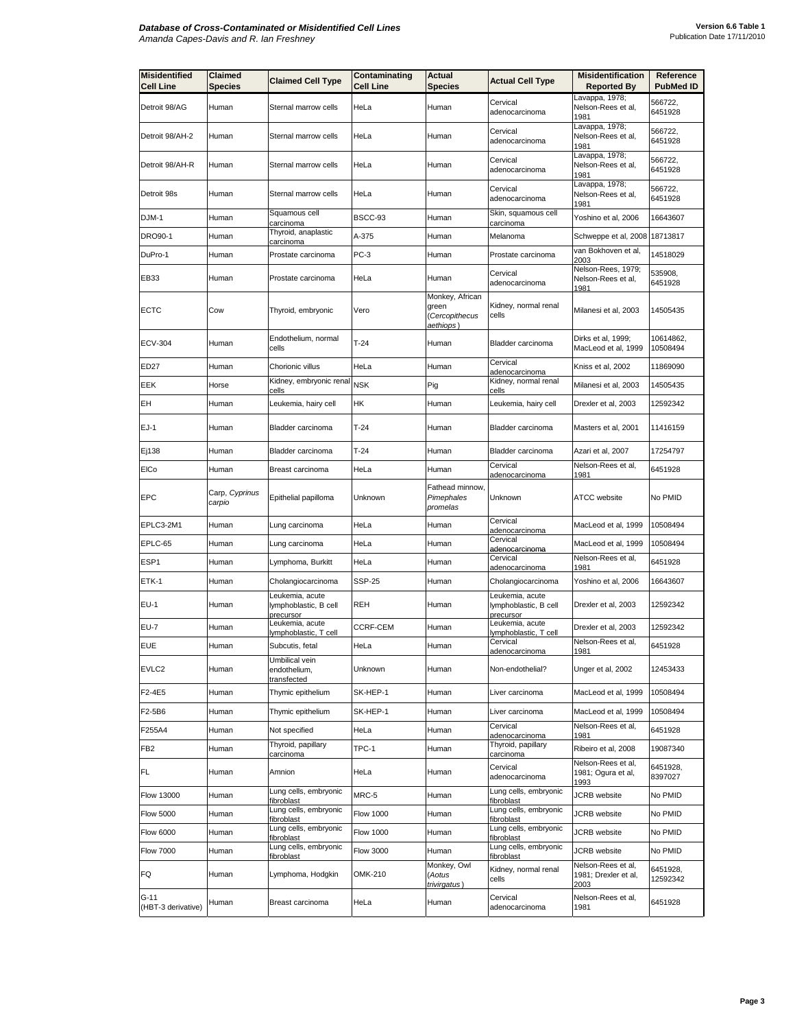| Misidentified Cell Line | Claimed Species | Claimed Cell Type | Contaminating Cell Line | Actual Species | Actual Cell Type | Misidentification Reported By | Reference PubMed ID |
|---|---|---|---|---|---|---|---|
| Detroit 98/AG | Human | Sternal marrow cells | HeLa | Human | Cervical adenocarcinoma | Lavappa, 1978; Nelson-Rees et al, 1981 | 566722, 6451928 |
| Detroit 98/AH-2 | Human | Sternal marrow cells | HeLa | Human | Cervical adenocarcinoma | Lavappa, 1978; Nelson-Rees et al, 1981 | 566722, 6451928 |
| Detroit 98/AH-R | Human | Sternal marrow cells | HeLa | Human | Cervical adenocarcinoma | Lavappa, 1978; Nelson-Rees et al, 1981 | 566722, 6451928 |
| Detroit 98s | Human | Sternal marrow cells | HeLa | Human | Cervical adenocarcinoma | Lavappa, 1978; Nelson-Rees et al, 1981 | 566722, 6451928 |
| DJM-1 | Human | Squamous cell carcinoma | BSCC-93 | Human | Skin, squamous cell carcinoma | Yoshino et al, 2006 | 16643607 |
| DRO90-1 | Human | Thyroid, anaplastic carcinoma | A-375 | Human | Melanoma | Schweppe et al, 2008 | 18713817 |
| DuPro-1 | Human | Prostate carcinoma | PC-3 | Human | Prostate carcinoma | van Bokhoven et al, 2003 | 14518029 |
| EB33 | Human | Prostate carcinoma | HeLa | Human | Cervical adenocarcinoma | Nelson-Rees, 1979; Nelson-Rees et al, 1981 | 535908, 6451928 |
| ECTC | Cow | Thyroid, embryonic | Vero | Monkey, African green (*Cercopithecus aethiops*) | Kidney, normal renal cells | Milanesi et al, 2003 | 14505435 |
| ECV-304 | Human | Endothelium, normal cells | T-24 | Human | Bladder carcinoma | Dirks et al, 1999; MacLeod et al, 1999 | 10614862, 10508494 |
| ED27 | Human | Chorionic villus | HeLa | Human | Cervical adenocarcinoma | Kniss et al, 2002 | 11869090 |
| EEK | Horse | Kidney, embryonic renal cells | NSK | Pig | Kidney, normal renal cells | Milanesi et al, 2003 | 14505435 |
| EH | Human | Leukemia, hairy cell | HK | Human | Leukemia, hairy cell | Drexler et al, 2003 | 12592342 |
| EJ-1 | Human | Bladder carcinoma | T-24 | Human | Bladder carcinoma | Masters et al, 2001 | 11416159 |
| Ej138 | Human | Bladder carcinoma | T-24 | Human | Bladder carcinoma | Azari et al, 2007 | 17254797 |
| ElCo | Human | Breast carcinoma | HeLa | Human | Cervical adenocarcinoma | Nelson-Rees et al, 1981 | 6451928 |
| EPC | Carp, *Cyprinus carpio* | Epithelial papilloma | Unknown | Fathead minnow, *Pimephales promelas* | Unknown | ATCC website | No PMID |
| EPLC3-2M1 | Human | Lung carcinoma | HeLa | Human | Cervical adenocarcinoma | MacLeod et al, 1999 | 10508494 |
| EPLC-65 | Human | Lung carcinoma | HeLa | Human | Cervical adenocarcinoma | MacLeod et al, 1999 | 10508494 |
| ESP1 | Human | Lymphoma, Burkitt | HeLa | Human | Cervical adenocarcinoma | Nelson-Rees et al, 1981 | 6451928 |
| ETK-1 | Human | Cholangiocarcinoma | SSP-25 | Human | Cholangiocarcinoma | Yoshino et al, 2006 | 16643607 |
| EU-1 | Human | Leukemia, acute lymphoblastic, B cell precursor | REH | Human | Leukemia, acute lymphoblastic, B cell precursor | Drexler et al, 2003 | 12592342 |
| EU-7 | Human | Leukemia, acute lymphoblastic, T cell | CCRF-CEM | Human | Leukemia, acute lymphoblastic, T cell | Drexler et al, 2003 | 12592342 |
| EUE | Human | Subcutis, fetal | HeLa | Human | Cervical adenocarcinoma | Nelson-Rees et al, 1981 | 6451928 |
| EVLC2 | Human | Umbilical vein endothelium, transfected | Unknown | Human | Non-endothelial? | Unger et al, 2002 | 12453433 |
| F2-4E5 | Human | Thymic epithelium | SK-HEP-1 | Human | Liver carcinoma | MacLeod et al, 1999 | 10508494 |
| F2-5B6 | Human | Thymic epithelium | SK-HEP-1 | Human | Liver carcinoma | MacLeod et al, 1999 | 10508494 |
| F255A4 | Human | Not specified | HeLa | Human | Cervical adenocarcinoma | Nelson-Rees et al, 1981 | 6451928 |
| FB2 | Human | Thyroid, papillary carcinoma | TPC-1 | Human | Thyroid, papillary carcinoma | Ribeiro et al, 2008 | 19087340 |
| FL | Human | Amnion | HeLa | Human | Cervical adenocarcinoma | Nelson-Rees et al, 1981; Ogura et al, 1993 | 6451928, 8397027 |
| Flow 13000 | Human | Lung cells, embryonic fibroblast | MRC-5 | Human | Lung cells, embryonic fibroblast | JCRB website | No PMID |
| Flow 5000 | Human | Lung cells, embryonic fibroblast | Flow 1000 | Human | Lung cells, embryonic fibroblast | JCRB website | No PMID |
| Flow 6000 | Human | Lung cells, embryonic fibroblast | Flow 1000 | Human | Lung cells, embryonic fibroblast | JCRB website | No PMID |
| Flow 7000 | Human | Lung cells, embryonic fibroblast | Flow 3000 | Human | Lung cells, embryonic fibroblast | JCRB website | No PMID |
| FQ | Human | Lymphoma, Hodgkin | OMK-210 | Monkey, Owl (*Aotus trivirgatus*) | Kidney, normal renal cells | Nelson-Rees et al, 1981; Drexler et al, 2003 | 6451928, 12592342 |
| G-11 (HBT-3 derivative) | Human | Breast carcinoma | HeLa | Human | Cervical adenocarcinoma | Nelson-Rees et al, 1981 | 6451928 |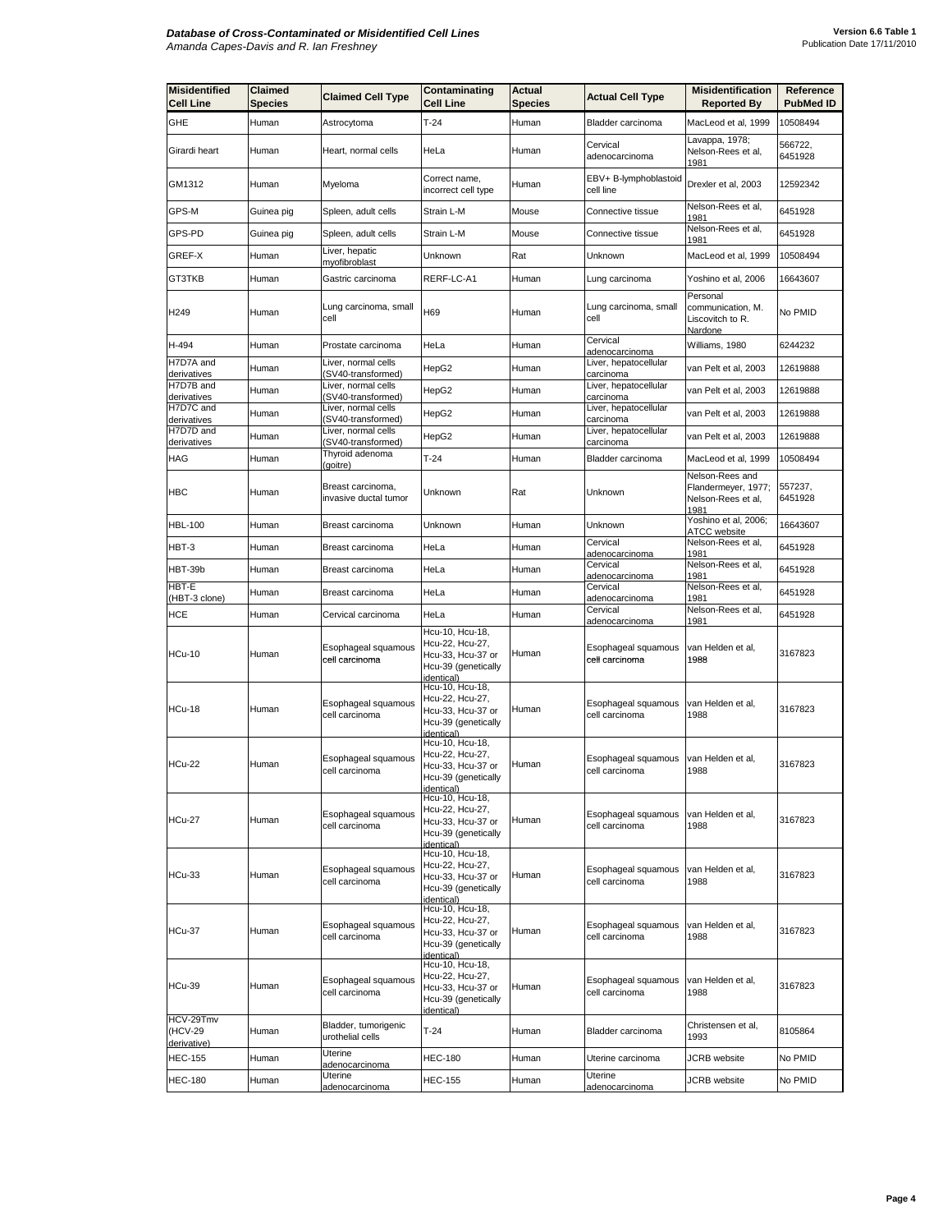| Misidentified Cell Line | Claimed Species | Claimed Cell Type | Contaminating Cell Line | Actual Species | Actual Cell Type | Misidentification Reported By | Reference PubMed ID |
|---|---|---|---|---|---|---|---|
| GHE | Human | Astrocytoma | T-24 | Human | Bladder carcinoma | MacLeod et al, 1999 | 10508494 |
| Girardi heart | Human | Heart, normal cells | HeLa | Human | Cervical adenocarcinoma | Lavappa, 1978; Nelson-Rees et al, 1981 | 566722, 6451928 |
| GM1312 | Human | Myeloma | Correct name, incorrect cell type | Human | EBV+ B-lymphoblastoid cell line | Drexler et al, 2003 | 12592342 |
| GPS-M | Guinea pig | Spleen, adult cells | Strain L-M | Mouse | Connective tissue | Nelson-Rees et al, 1981 | 6451928 |
| GPS-PD | Guinea pig | Spleen, adult cells | Strain L-M | Mouse | Connective tissue | Nelson-Rees et al, 1981 | 6451928 |
| GREF-X | Human | Liver, hepatic myofibroblast | Unknown | Rat | Unknown | MacLeod et al, 1999 | 10508494 |
| GT3TKB | Human | Gastric carcinoma | RERF-LC-A1 | Human | Lung carcinoma | Yoshino et al, 2006 | 16643607 |
| H249 | Human | Lung carcinoma, small cell | H69 | Human | Lung carcinoma, small cell | Personal communication, M. Liscovitch to R. Nardone | No PMID |
| H-494 | Human | Prostate carcinoma | HeLa | Human | Cervical adenocarcinoma | Williams, 1980 | 6244232 |
| H7D7A and derivatives | Human | Liver, normal cells (SV40-transformed) | HepG2 | Human | Liver, hepatocellular carcinoma | van Pelt et al, 2003 | 12619888 |
| H7D7B and derivatives | Human | Liver, normal cells (SV40-transformed) | HepG2 | Human | Liver, hepatocellular carcinoma | van Pelt et al, 2003 | 12619888 |
| H7D7C and derivatives | Human | Liver, normal cells (SV40-transformed) | HepG2 | Human | Liver, hepatocellular carcinoma | van Pelt et al, 2003 | 12619888 |
| H7D7D and derivatives | Human | Liver, normal cells (SV40-transformed) | HepG2 | Human | Liver, hepatocellular carcinoma | van Pelt et al, 2003 | 12619888 |
| HAG | Human | Thyroid adenoma (goitre) | T-24 | Human | Bladder carcinoma | MacLeod et al, 1999 | 10508494 |
| HBC | Human | Breast carcinoma, invasive ductal tumor | Unknown | Rat | Unknown | Nelson-Rees and Flandermeyer, 1977; Nelson-Rees et al, 1981 | 557237, 6451928 |
| HBL-100 | Human | Breast carcinoma | Unknown | Human | Unknown | Yoshino et al, 2006; ATCC website | 16643607 |
| HBT-3 | Human | Breast carcinoma | HeLa | Human | Cervical adenocarcinoma | Nelson-Rees et al, 1981 | 6451928 |
| HBT-39b | Human | Breast carcinoma | HeLa | Human | Cervical adenocarcinoma | Nelson-Rees et al, 1981 | 6451928 |
| HBT-E (HBT-3 clone) | Human | Breast carcinoma | HeLa | Human | Cervical adenocarcinoma | Nelson-Rees et al, 1981 | 6451928 |
| HCE | Human | Cervical carcinoma | HeLa | Human | Cervical adenocarcinoma | Nelson-Rees et al, 1981 | 6451928 |
| HCu-10 | Human | Esophageal squamous cell carcinoma | Hcu-10, Hcu-18, Hcu-22, Hcu-27, Hcu-33, Hcu-37 or Hcu-39 (genetically identical) | Human | Esophageal squamous cell carcinoma | van Helden et al, 1988 | 3167823 |
| HCu-18 | Human | Esophageal squamous cell carcinoma | Hcu-10, Hcu-18, Hcu-22, Hcu-27, Hcu-33, Hcu-37 or Hcu-39 (genetically identical) | Human | Esophageal squamous cell carcinoma | van Helden et al, 1988 | 3167823 |
| HCu-22 | Human | Esophageal squamous cell carcinoma | Hcu-10, Hcu-18, Hcu-22, Hcu-27, Hcu-33, Hcu-37 or Hcu-39 (genetically identical) | Human | Esophageal squamous cell carcinoma | van Helden et al, 1988 | 3167823 |
| HCu-27 | Human | Esophageal squamous cell carcinoma | Hcu-10, Hcu-18, Hcu-22, Hcu-27, Hcu-33, Hcu-37 or Hcu-39 (genetically identical) | Human | Esophageal squamous cell carcinoma | van Helden et al, 1988 | 3167823 |
| HCu-33 | Human | Esophageal squamous cell carcinoma | Hcu-10, Hcu-18, Hcu-22, Hcu-27, Hcu-33, Hcu-37 or Hcu-39 (genetically identical) | Human | Esophageal squamous cell carcinoma | van Helden et al, 1988 | 3167823 |
| HCu-37 | Human | Esophageal squamous cell carcinoma | Hcu-10, Hcu-18, Hcu-22, Hcu-27, Hcu-33, Hcu-37 or Hcu-39 (genetically identical) | Human | Esophageal squamous cell carcinoma | van Helden et al, 1988 | 3167823 |
| HCu-39 | Human | Esophageal squamous cell carcinoma | Hcu-10, Hcu-18, Hcu-22, Hcu-27, Hcu-33, Hcu-37 or Hcu-39 (genetically identical) | Human | Esophageal squamous cell carcinoma | van Helden et al, 1988 | 3167823 |
| HCV-29Tmv (HCV-29 derivative) | Human | Bladder, tumorigenic urothelial cells | T-24 | Human | Bladder carcinoma | Christensen et al, 1993 | 8105864 |
| HEC-155 | Human | Uterine adenocarcinoma | HEC-180 | Human | Uterine carcinoma | JCRB website | No PMID |
| HEC-180 | Human | Uterine adenocarcinoma | HEC-155 | Human | Uterine adenocarcinoma | JCRB website | No PMID |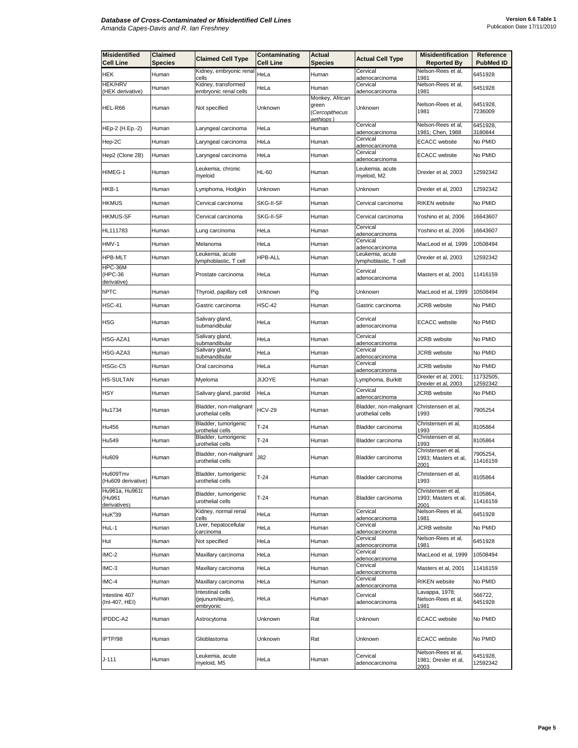| Misidentified Cell Line | Claimed Species | Claimed Cell Type | Contaminating Cell Line | Actual Species | Actual Cell Type | Misidentification Reported By | Reference PubMed ID |
|---|---|---|---|---|---|---|---|
| HEK | Human | Kidney, embryonic renal cells | HeLa | Human | Cervical adenocarcinoma | Nelson-Rees et al, 1981 | 6451928 |
| HEK/HRV (HEK derivative) | Human | Kidney, transformed embryonic renal cells | HeLa | Human | Cervical adenocarcinoma | Nelson-Rees et al, 1981 | 6451928 |
| HEL-R66 | Human | Not specified | Unknown | Monkey, African green (*Cercopithecus aethiops*) | Unknown | Nelson-Rees et al, 1981 | 6451928, 7236009 |
| HEp-2 (H.Ep.-2) | Human | Laryngeal carcinoma | HeLa | Human | Cervical adenocarcinoma | Nelson-Rees et al, 1981; Chen, 1988 | 6451928, 3180844 |
| Hep-2C | Human | Laryngeal carcinoma | HeLa | Human | Cervical adenocarcinoma | ECACC website | No PMID |
| Hep2 (Clone 2B) | Human | Laryngeal carcinoma | HeLa | Human | Cervical adenocarcinoma | ECACC website | No PMID |
| HIMEG-1 | Human | Leukemia, chronic myeloid | HL-60 | Human | Leukemia, acute myeloid, M2 | Drexler et al, 2003 | 12592342 |
| HKB-1 | Human | Lymphoma, Hodgkin | Unknown | Human | Unknown | Drexler et al, 2003 | 12592342 |
| HKMUS | Human | Cervical carcinoma | SKG-II-SF | Human | Cervical carcinoma | RIKEN website | No PMID |
| HKMUS-SF | Human | Cervical carcinoma | SKG-II-SF | Human | Cervical carcinoma | Yoshino et al, 2006 | 16643607 |
| HL111783 | Human | Lung carcinoma | HeLa | Human | Cervical adenocarcinoma | Yoshino et al, 2006 | 16643607 |
| HMV-1 | Human | Melanoma | HeLa | Human | Cervical adenocarcinoma | MacLeod et al, 1999 | 10508494 |
| HPB-MLT | Human | Leukemia, acute lymphoblastic, T cell | HPB-ALL | Human | Leukemia, acute lymphoblastic, T cell | Drexler et al, 2003 | 12592342 |
| HPC-36M (HPC-36 derivative) | Human | Prostate carcinoma | HeLa | Human | Cervical adenocarcinoma | Masters et al, 2001 | 11416159 |
| hPTC | Human | Thyroid, papillary cell | Unknown | Pig | Unknown | MacLeod et al, 1999 | 10508494 |
| HSC-41 | Human | Gastric carcinoma | HSC-42 | Human | Gastric carcinoma | JCRB website | No PMID |
| HSG | Human | Salivary gland, submandibular | HeLa | Human | Cervical adenocarcinoma | ECACC website | No PMID |
| HSG-AZA1 | Human | Salivary gland, submandibular | HeLa | Human | Cervical adenocarcinoma | JCRB website | No PMID |
| HSG-AZA3 | Human | Salivary gland, submandibular | HeLa | Human | Cervical adenocarcinoma | JCRB website | No PMID |
| HSGc-C5 | Human | Oral carcinoma | HeLa | Human | Cervical adenocarcinoma | JCRB website | No PMID |
| HS-SULTAN | Human | Myeloma | JIJOYE | Human | Lymphoma, Burkitt | Drexler et al, 2001; Drexler et al, 2003 | 11732505, 12592342 |
| HSY | Human | Salivary gland, parotid | HeLa | Human | Cervical adenocarcinoma | JCRB website | No PMID |
| Hu1734 | Human | Bladder, non-malignant urothelial cells | HCV-29 | Human | Bladder, non-malignant urothelial cells | Christensen et al, 1993 | 7905254 |
| Hu456 | Human | Bladder, tumorigenic urothelial cells | T-24 | Human | Bladder carcinoma | Christensen et al, 1993 | 8105864 |
| Hu549 | Human | Bladder, tumorigenic urothelial cells | T-24 | Human | Bladder carcinoma | Christensen et al, 1993 | 8105864 |
| Hu609 | Human | Bladder, non-malignant urothelial cells | J82 | Human | Bladder carcinoma | Christensen et al, 1993; Masters et al, 2001 | 7905254, 11416159 |
| Hu609Tmv (Hu609 derivative) | Human | Bladder, tumorigenic urothelial cells | T-24 | Human | Bladder carcinoma | Christensen et al, 1993 | 8105864 |
| Hu961a, Hu961t (Hu961 derivatives) | Human | Bladder, tumorigenic urothelial cells | T-24 | Human | Bladder carcinoma | Christensen et al, 1993; Masters et al, 2001 | 8105864, 11416159 |
| HuK°39 | Human | Kidney, normal renal cells | HeLa | Human | Cervical adenocarcinoma | Nelson-Rees et al, 1981 | 6451928 |
| HuL-1 | Human | Liver, hepatocellular carcinoma | HeLa | Human | Cervical adenocarcinoma | JCRB website | No PMID |
| Hut | Human | Not specified | HeLa | Human | Cervical adenocarcinoma | Nelson-Rees et al, 1981 | 6451928 |
| IMC-2 | Human | Maxillary carcinoma | HeLa | Human | Cervical adenocarcinoma | MacLeod et al, 1999 | 10508494 |
| IMC-3 | Human | Maxillary carcinoma | HeLa | Human | Cervical adenocarcinoma | Masters et al, 2001 | 11416159 |
| IMC-4 | Human | Maxillary carcinoma | HeLa | Human | Cervical adenocarcinoma | RIKEN website | No PMID |
| Intestine 407 (Int-407, HEI) | Human | Intestinal cells (jejunum/ileum), embryonic | HeLa | Human | Cervical adenocarcinoma | Lavappa, 1978; Nelson-Rees et al, 1981 | 566722, 6451928 |
| IPDDC-A2 | Human | Astrocytoma | Unknown | Rat | Unknown | ECACC website | No PMID |
| IPTP/98 | Human | Glioblastoma | Unknown | Rat | Unknown | ECACC website | No PMID |
| J-111 | Human | Leukemia, acute myeloid, M5 | HeLa | Human | Cervical adenocarcinoma | Nelson-Rees et al, 1981; Drexler et al, 2003 | 6451928, 12592342 |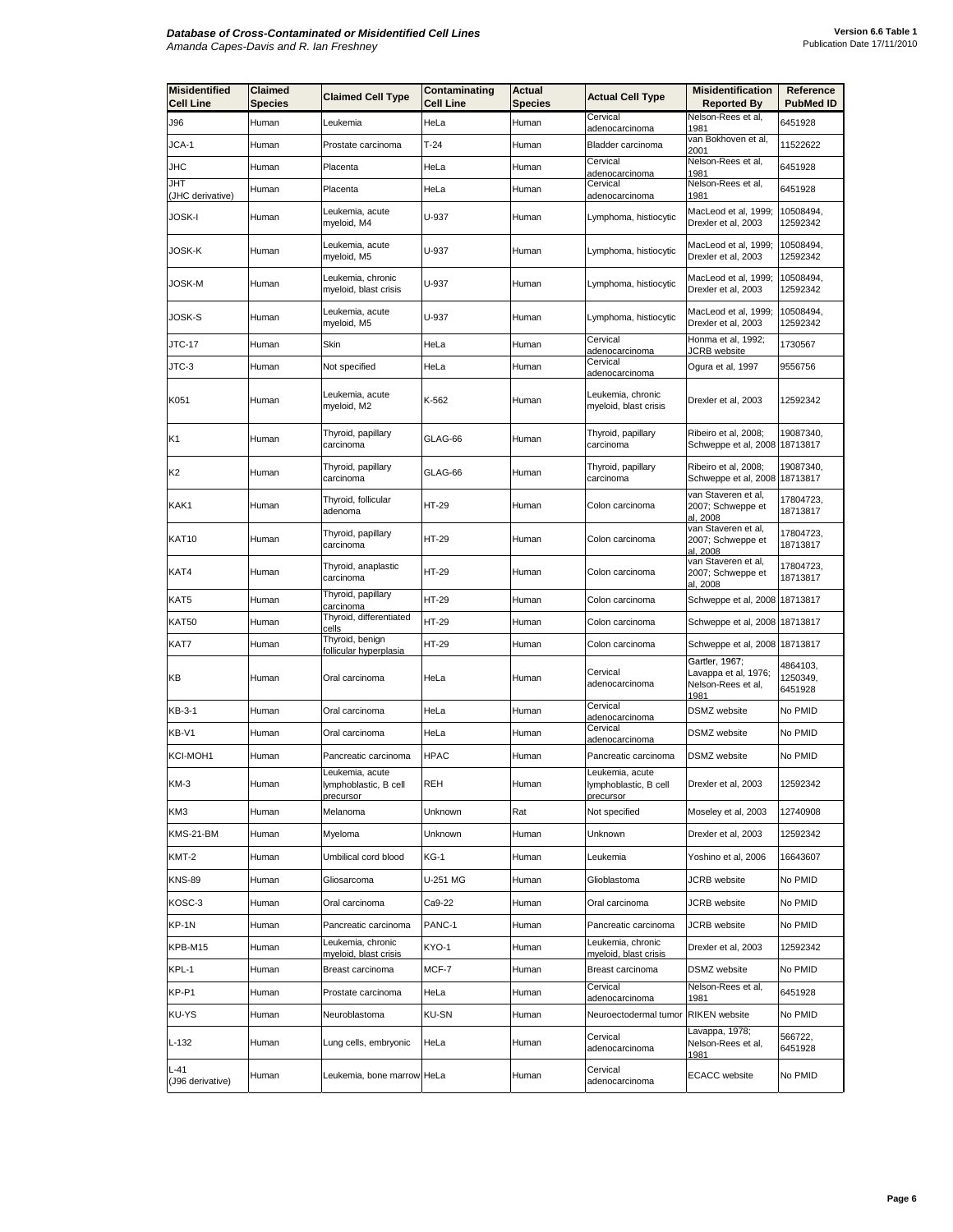| Misidentified Cell Line | Claimed Species | Claimed Cell Type | Contaminating Cell Line | Actual Species | Actual Cell Type | Misidentification Reported By | Reference PubMed ID |
|---|---|---|---|---|---|---|---|
| J96 | Human | Leukemia | HeLa | Human | Cervical adenocarcinoma | Nelson-Rees et al, 1981 | 6451928 |
| JCA-1 | Human | Prostate carcinoma | T-24 | Human | Bladder carcinoma | van Bokhoven et al, 2001 | 11522622 |
| JHC | Human | Placenta | HeLa | Human | Cervical adenocarcinoma | Nelson-Rees et al, 1981 | 6451928 |
| JHT (JHC derivative) | Human | Placenta | HeLa | Human | Cervical adenocarcinoma | Nelson-Rees et al, 1981 | 6451928 |
| JOSK-I | Human | Leukemia, acute myeloid, M4 | U-937 | Human | Lymphoma, histiocytic | MacLeod et al, 1999; Drexler et al, 2003 | 10508494, 12592342 |
| JOSK-K | Human | Leukemia, acute myeloid, M5 | U-937 | Human | Lymphoma, histiocytic | MacLeod et al, 1999; Drexler et al, 2003 | 10508494, 12592342 |
| JOSK-M | Human | Leukemia, chronic myeloid, blast crisis | U-937 | Human | Lymphoma, histiocytic | MacLeod et al, 1999; Drexler et al, 2003 | 10508494, 12592342 |
| JOSK-S | Human | Leukemia, acute myeloid, M5 | U-937 | Human | Lymphoma, histiocytic | MacLeod et al, 1999; Drexler et al, 2003 | 10508494, 12592342 |
| JTC-17 | Human | Skin | HeLa | Human | Cervical adenocarcinoma | Honma et al, 1992; JCRB website | 1730567 |
| JTC-3 | Human | Not specified | HeLa | Human | Cervical adenocarcinoma | Ogura et al, 1997 | 9556756 |
| K051 | Human | Leukemia, acute myeloid, M2 | K-562 | Human | Leukemia, chronic myeloid, blast crisis | Drexler et al, 2003 | 12592342 |
| K1 | Human | Thyroid, papillary carcinoma | GLAG-66 | Human | Thyroid, papillary carcinoma | Ribeiro et al, 2008; Schweppe et al, 2008 | 19087340, 18713817 |
| K2 | Human | Thyroid, papillary carcinoma | GLAG-66 | Human | Thyroid, papillary carcinoma | Ribeiro et al, 2008; Schweppe et al, 2008 | 19087340, 18713817 |
| KAK1 | Human | Thyroid, follicular adenoma | HT-29 | Human | Colon carcinoma | van Staveren et al, 2007; Schweppe et al, 2008 | 17804723, 18713817 |
| KAT10 | Human | Thyroid, papillary carcinoma | HT-29 | Human | Colon carcinoma | van Staveren et al, 2007; Schweppe et al, 2008 | 17804723, 18713817 |
| KAT4 | Human | Thyroid, anaplastic carcinoma | HT-29 | Human | Colon carcinoma | van Staveren et al, 2007; Schweppe et al, 2008 | 17804723, 18713817 |
| KAT5 | Human | Thyroid, papillary carcinoma | HT-29 | Human | Colon carcinoma | Schweppe et al, 2008 | 18713817 |
| KAT50 | Human | Thyroid, differentiated cells | HT-29 | Human | Colon carcinoma | Schweppe et al, 2008 | 18713817 |
| KAT7 | Human | Thyroid, benign follicular hyperplasia | HT-29 | Human | Colon carcinoma | Schweppe et al, 2008 | 18713817 |
| KB | Human | Oral carcinoma | HeLa | Human | Cervical adenocarcinoma | Gartler, 1967; Lavappa et al, 1976; Nelson-Rees et al, 1981 | 4864103, 1250349, 6451928 |
| KB-3-1 | Human | Oral carcinoma | HeLa | Human | Cervical adenocarcinoma | DSMZ website | No PMID |
| KB-V1 | Human | Oral carcinoma | HeLa | Human | Cervical adenocarcinoma | DSMZ website | No PMID |
| KCI-MOH1 | Human | Pancreatic carcinoma | HPAC | Human | Pancreatic carcinoma | DSMZ website | No PMID |
| KM-3 | Human | Leukemia, acute lymphoblastic, B cell precursor | REH | Human | Leukemia, acute lymphoblastic, B cell precursor | Drexler et al, 2003 | 12592342 |
| KM3 | Human | Melanoma | Unknown | Rat | Not specified | Moseley et al, 2003 | 12740908 |
| KMS-21-BM | Human | Myeloma | Unknown | Human | Unknown | Drexler et al, 2003 | 12592342 |
| KMT-2 | Human | Umbilical cord blood | KG-1 | Human | Leukemia | Yoshino et al, 2006 | 16643607 |
| KNS-89 | Human | Gliosarcoma | U-251 MG | Human | Glioblastoma | JCRB website | No PMID |
| KOSC-3 | Human | Oral carcinoma | Ca9-22 | Human | Oral carcinoma | JCRB website | No PMID |
| KP-1N | Human | Pancreatic carcinoma | PANC-1 | Human | Pancreatic carcinoma | JCRB website | No PMID |
| KPB-M15 | Human | Leukemia, chronic myeloid, blast crisis | KYO-1 | Human | Leukemia, chronic myeloid, blast crisis | Drexler et al, 2003 | 12592342 |
| KPL-1 | Human | Breast carcinoma | MCF-7 | Human | Breast carcinoma | DSMZ website | No PMID |
| KP-P1 | Human | Prostate carcinoma | HeLa | Human | Cervical adenocarcinoma | Nelson-Rees et al, 1981 | 6451928 |
| KU-YS | Human | Neuroblastoma | KU-SN | Human | Neuroectodermal tumor | RIKEN website | No PMID |
| L-132 | Human | Lung cells, embryonic | HeLa | Human | Cervical adenocarcinoma | Lavappa, 1978; Nelson-Rees et al, 1981 | 566722, 6451928 |
| L-41 (J96 derivative) | Human | Leukemia, bone marrow | HeLa | Human | Cervical adenocarcinoma | ECACC website | No PMID |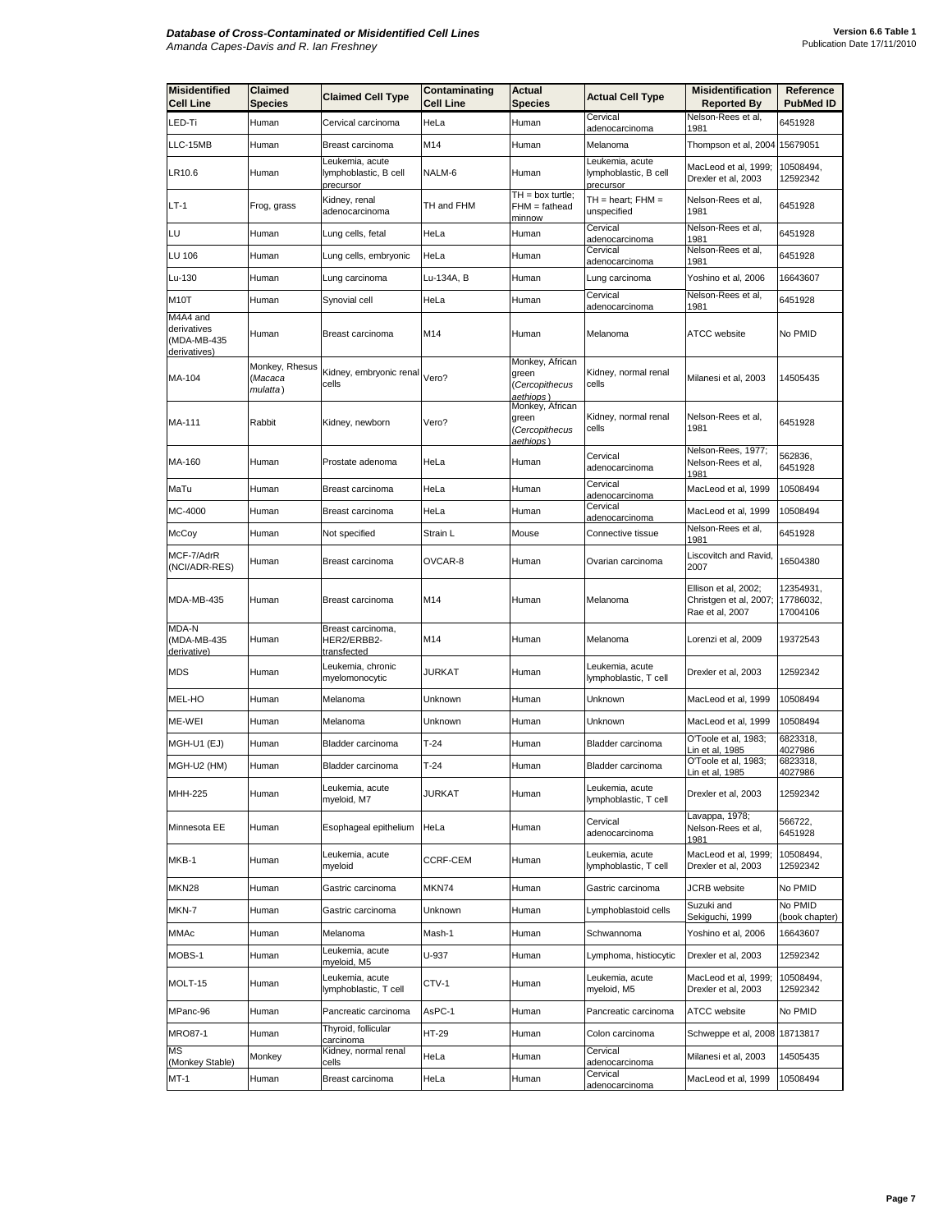| Misidentified Cell Line | Claimed Species | Claimed Cell Type | Contaminating Cell Line | Actual Species | Actual Cell Type | Misidentification Reported By | Reference PubMed ID |
|---|---|---|---|---|---|---|---|
| LED-Ti | Human | Cervical carcinoma | HeLa | Human | Cervical adenocarcinoma | Nelson-Rees et al, 1981 | 6451928 |
| LLC-15MB | Human | Breast carcinoma | M14 | Human | Melanoma | Thompson et al, 2004 | 15679051 |
| LR10.6 | Human | Leukemia, acute lymphoblastic, B cell precursor | NALM-6 | Human | Leukemia, acute lymphoblastic, B cell precursor | MacLeod et al, 1999; Drexler et al, 2003 | 10508494, 12592342 |
| LT-1 | Frog, grass | Kidney, renal adenocarcinoma | TH and FHM | TH = box turtle; FHM = fathead minnow | TH = heart; FHM = unspecified | Nelson-Rees et al, 1981 | 6451928 |
| LU | Human | Lung cells, fetal | HeLa | Human | Cervical adenocarcinoma | Nelson-Rees et al, 1981 | 6451928 |
| LU 106 | Human | Lung cells, embryonic | HeLa | Human | Cervical adenocarcinoma | Nelson-Rees et al, 1981 | 6451928 |
| Lu-130 | Human | Lung carcinoma | Lu-134A, B | Human | Lung carcinoma | Yoshino et al, 2006 | 16643607 |
| M10T | Human | Synovial cell | HeLa | Human | Cervical adenocarcinoma | Nelson-Rees et al, 1981 | 6451928 |
| M4A4 and derivatives (MDA-MB-435 derivatives) | Human | Breast carcinoma | M14 | Human | Melanoma | ATCC website | No PMID |
| MA-104 | Monkey, Rhesus (*Macaca mulatta*) | Kidney, embryonic renal cells | Vero? | Monkey, African green (*Cercopithecus aethiops*) | Kidney, normal renal cells | Milanesi et al, 2003 | 14505435 |
| MA-111 | Rabbit | Kidney, newborn | Vero? | Monkey, African green (*Cercopithecus aethiops*) | Kidney, normal renal cells | Nelson-Rees et al, 1981 | 6451928 |
| MA-160 | Human | Prostate adenoma | HeLa | Human | Cervical adenocarcinoma | Nelson-Rees, 1977; Nelson-Rees et al, 1981 | 562836, 6451928 |
| MaTu | Human | Breast carcinoma | HeLa | Human | Cervical adenocarcinoma | MacLeod et al, 1999 | 10508494 |
| MC-4000 | Human | Breast carcinoma | HeLa | Human | Cervical adenocarcinoma | MacLeod et al, 1999 | 10508494 |
| McCoy | Human | Not specified | Strain L | Mouse | Connective tissue | Nelson-Rees et al, 1981 | 6451928 |
| MCF-7/AdrR (NCI/ADR-RES) | Human | Breast carcinoma | OVCAR-8 | Human | Ovarian carcinoma | Liscovitch and Ravid, 2007 | 16504380 |
| MDA-MB-435 | Human | Breast carcinoma | M14 | Human | Melanoma | Ellison et al, 2002; Christgen et al, 2007; Rae et al, 2007 | 12354931, 17786032, 17004106 |
| MDA-N (MDA-MB-435 derivative) | Human | Breast carcinoma, HER2/ERBB2-transfected | M14 | Human | Melanoma | Lorenzi et al, 2009 | 19372543 |
| MDS | Human | Leukemia, chronic myelomonocytic | JURKAT | Human | Leukemia, acute lymphoblastic, T cell | Drexler et al, 2003 | 12592342 |
| MEL-HO | Human | Melanoma | Unknown | Human | Unknown | MacLeod et al, 1999 | 10508494 |
| ME-WEI | Human | Melanoma | Unknown | Human | Unknown | MacLeod et al, 1999 | 10508494 |
| MGH-U1 (EJ) | Human | Bladder carcinoma | T-24 | Human | Bladder carcinoma | O'Toole et al, 1983; Lin et al, 1985 | 6823318, 4027986 |
| MGH-U2 (HM) | Human | Bladder carcinoma | T-24 | Human | Bladder carcinoma | O'Toole et al, 1983; Lin et al, 1985 | 6823318, 4027986 |
| MHH-225 | Human | Leukemia, acute myeloid, M7 | JURKAT | Human | Leukemia, acute lymphoblastic, T cell | Drexler et al, 2003 | 12592342 |
| Minnesota EE | Human | Esophageal epithelium | HeLa | Human | Cervical adenocarcinoma | Lavappa, 1978; Nelson-Rees et al, 1981 | 566722, 6451928 |
| MKB-1 | Human | Leukemia, acute myeloid | CCRF-CEM | Human | Leukemia, acute lymphoblastic, T cell | MacLeod et al, 1999; Drexler et al, 2003 | 10508494, 12592342 |
| MKN28 | Human | Gastric carcinoma | MKN74 | Human | Gastric carcinoma | JCRB website | No PMID |
| MKN-7 | Human | Gastric carcinoma | Unknown | Human | Lymphoblastoid cells | Suzuki and Sekiguchi, 1999 | No PMID (book chapter) |
| MMAc | Human | Melanoma | Mash-1 | Human | Schwannoma | Yoshino et al, 2006 | 16643607 |
| MOBS-1 | Human | Leukemia, acute myeloid, M5 | U-937 | Human | Lymphoma, histiocytic | Drexler et al, 2003 | 12592342 |
| MOLT-15 | Human | Leukemia, acute lymphoblastic, T cell | CTV-1 | Human | Leukemia, acute myeloid, M5 | MacLeod et al, 1999; Drexler et al, 2003 | 10508494, 12592342 |
| MPanc-96 | Human | Pancreatic carcinoma | AsPC-1 | Human | Pancreatic carcinoma | ATCC website | No PMID |
| MRO87-1 | Human | Thyroid, follicular carcinoma | HT-29 | Human | Colon carcinoma | Schweppe et al, 2008 | 18713817 |
| MS (Monkey Stable) | Monkey | Kidney, normal renal cells | HeLa | Human | Cervical adenocarcinoma | Milanesi et al, 2003 | 14505435 |
| MT-1 | Human | Breast carcinoma | HeLa | Human | Cervical adenocarcinoma | MacLeod et al, 1999 | 10508494 |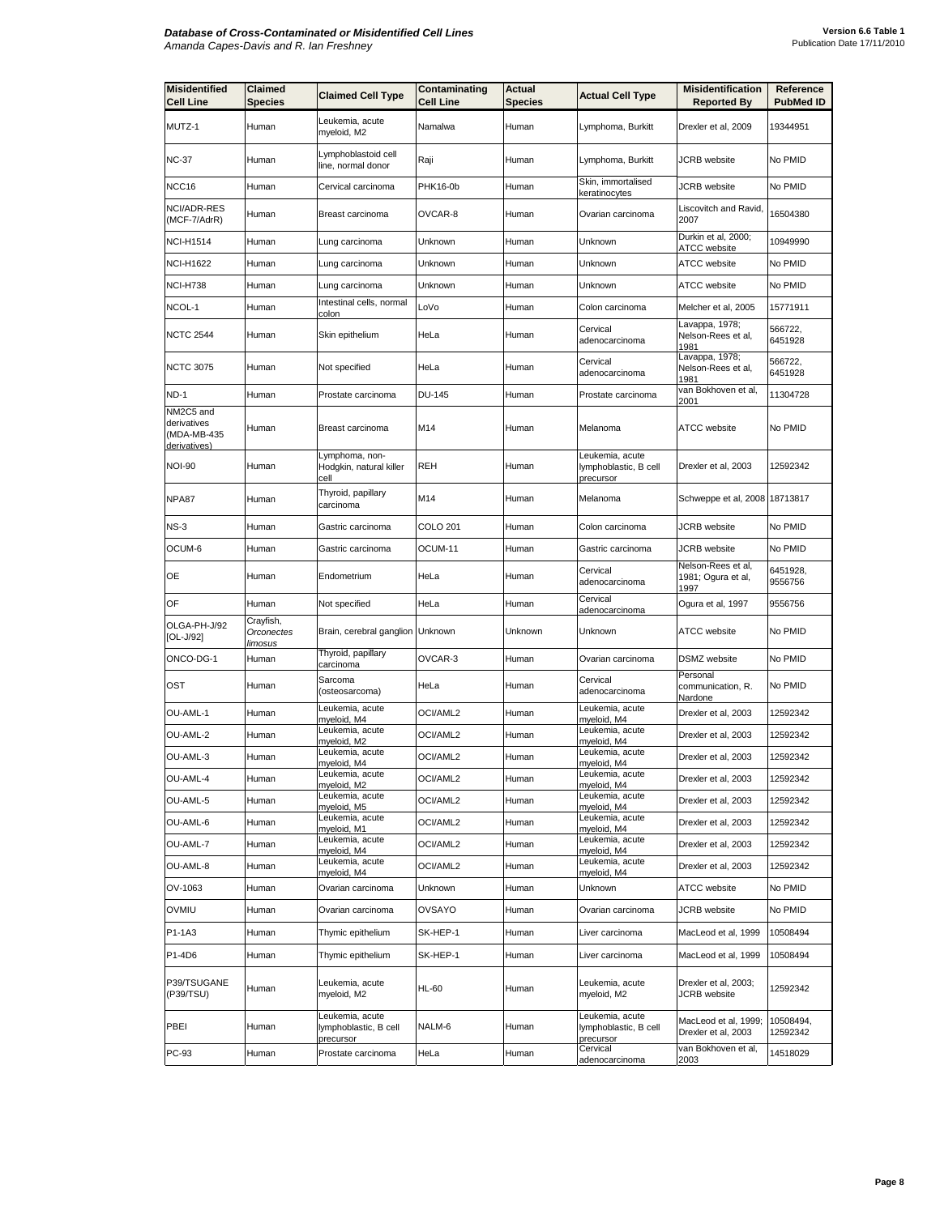| Misidentified Cell Line | Claimed Species | Claimed Cell Type | Contaminating Cell Line | Actual Species | Actual Cell Type | Misidentification Reported By | Reference PubMed ID |
|---|---|---|---|---|---|---|---|
| MUTZ-1 | Human | Leukemia, acute myeloid, M2 | Namalwa | Human | Lymphoma, Burkitt | Drexler et al, 2009 | 19344951 |
| NC-37 | Human | Lymphoblastoid cell line, normal donor | Raji | Human | Lymphoma, Burkitt | JCRB website | No PMID |
| NCC16 | Human | Cervical carcinoma | PHK16-0b | Human | Skin, immortalised keratinocytes | JCRB website | No PMID |
| NCI/ADR-RES (MCF-7/AdrR) | Human | Breast carcinoma | OVCAR-8 | Human | Ovarian carcinoma | Liscovitch and Ravid, 2007 | 16504380 |
| NCI-H1514 | Human | Lung carcinoma | Unknown | Human | Unknown | Durkin et al, 2000; ATCC website | 10949990 |
| NCI-H1622 | Human | Lung carcinoma | Unknown | Human | Unknown | ATCC website | No PMID |
| NCI-H738 | Human | Lung carcinoma | Unknown | Human | Unknown | ATCC website | No PMID |
| NCOL-1 | Human | Intestinal cells, normal colon | LoVo | Human | Colon carcinoma | Melcher et al, 2005 | 15771911 |
| NCTC 2544 | Human | Skin epithelium | HeLa | Human | Cervical adenocarcinoma | Lavappa, 1978; Nelson-Rees et al, 1981 | 566722, 6451928 |
| NCTC 3075 | Human | Not specified | HeLa | Human | Cervical adenocarcinoma | Lavappa, 1978; Nelson-Rees et al, 1981 | 566722, 6451928 |
| ND-1 | Human | Prostate carcinoma | DU-145 | Human | Prostate carcinoma | van Bokhoven et al, 2001 | 11304728 |
| NM2C5 and derivatives (MDA-MB-435 derivatives) | Human | Breast carcinoma | M14 | Human | Melanoma | ATCC website | No PMID |
| NOI-90 | Human | Lymphoma, non-Hodgkin, natural killer cell | REH | Human | Leukemia, acute lymphoblastic, B cell precursor | Drexler et al, 2003 | 12592342 |
| NPA87 | Human | Thyroid, papillary carcinoma | M14 | Human | Melanoma | Schweppe et al, 2008 | 18713817 |
| NS-3 | Human | Gastric carcinoma | COLO 201 | Human | Colon carcinoma | JCRB website | No PMID |
| OCUM-6 | Human | Gastric carcinoma | OCUM-11 | Human | Gastric carcinoma | JCRB website | No PMID |
| OE | Human | Endometrium | HeLa | Human | Cervical adenocarcinoma | Nelson-Rees et al, 1981; Ogura et al, 1997 | 6451928, 9556756 |
| OF | Human | Not specified | HeLa | Human | Cervical adenocarcinoma | Ogura et al, 1997 | 9556756 |
| OLGA-PH-J/92 [OL-J/92] | Crayfish, *Orconectes limosus* | Brain, cerebral ganglion | Unknown | Unknown | Unknown | ATCC website | No PMID |
| ONCO-DG-1 | Human | Thyroid, papillary carcinoma | OVCAR-3 | Human | Ovarian carcinoma | DSMZ website | No PMID |
| OST | Human | Sarcoma (osteosarcoma) | HeLa | Human | Cervical adenocarcinoma | Personal communication, R. Nardone | No PMID |
| OU-AML-1 | Human | Leukemia, acute myeloid, M4 | OCI/AML2 | Human | Leukemia, acute myeloid, M4 | Drexler et al, 2003 | 12592342 |
| OU-AML-2 | Human | Leukemia, acute myeloid, M2 | OCI/AML2 | Human | Leukemia, acute myeloid, M4 | Drexler et al, 2003 | 12592342 |
| OU-AML-3 | Human | Leukemia, acute myeloid, M4 | OCI/AML2 | Human | Leukemia, acute myeloid, M4 | Drexler et al, 2003 | 12592342 |
| OU-AML-4 | Human | Leukemia, acute myeloid, M2 | OCI/AML2 | Human | Leukemia, acute myeloid, M4 | Drexler et al, 2003 | 12592342 |
| OU-AML-5 | Human | Leukemia, acute myeloid, M5 | OCI/AML2 | Human | Leukemia, acute myeloid, M4 | Drexler et al, 2003 | 12592342 |
| OU-AML-6 | Human | Leukemia, acute myeloid, M1 | OCI/AML2 | Human | Leukemia, acute myeloid, M4 | Drexler et al, 2003 | 12592342 |
| OU-AML-7 | Human | Leukemia, acute myeloid, M4 | OCI/AML2 | Human | Leukemia, acute myeloid, M4 | Drexler et al, 2003 | 12592342 |
| OU-AML-8 | Human | Leukemia, acute myeloid, M4 | OCI/AML2 | Human | Leukemia, acute myeloid, M4 | Drexler et al, 2003 | 12592342 |
| OV-1063 | Human | Ovarian carcinoma | Unknown | Human | Unknown | ATCC website | No PMID |
| OVMIU | Human | Ovarian carcinoma | OVSAYO | Human | Ovarian carcinoma | JCRB website | No PMID |
| P1-1A3 | Human | Thymic epithelium | SK-HEP-1 | Human | Liver carcinoma | MacLeod et al, 1999 | 10508494 |
| P1-4D6 | Human | Thymic epithelium | SK-HEP-1 | Human | Liver carcinoma | MacLeod et al, 1999 | 10508494 |
| P39/TSUGANE (P39/TSU) | Human | Leukemia, acute myeloid, M2 | HL-60 | Human | Leukemia, acute myeloid, M2 | Drexler et al, 2003; JCRB website | 12592342 |
| PBEI | Human | Leukemia, acute lymphoblastic, B cell precursor | NALM-6 | Human | Leukemia, acute lymphoblastic, B cell precursor | MacLeod et al, 1999; Drexler et al, 2003 | 10508494, 12592342 |
| PC-93 | Human | Prostate carcinoma | HeLa | Human | Cervical adenocarcinoma | van Bokhoven et al, 2003 | 14518029 |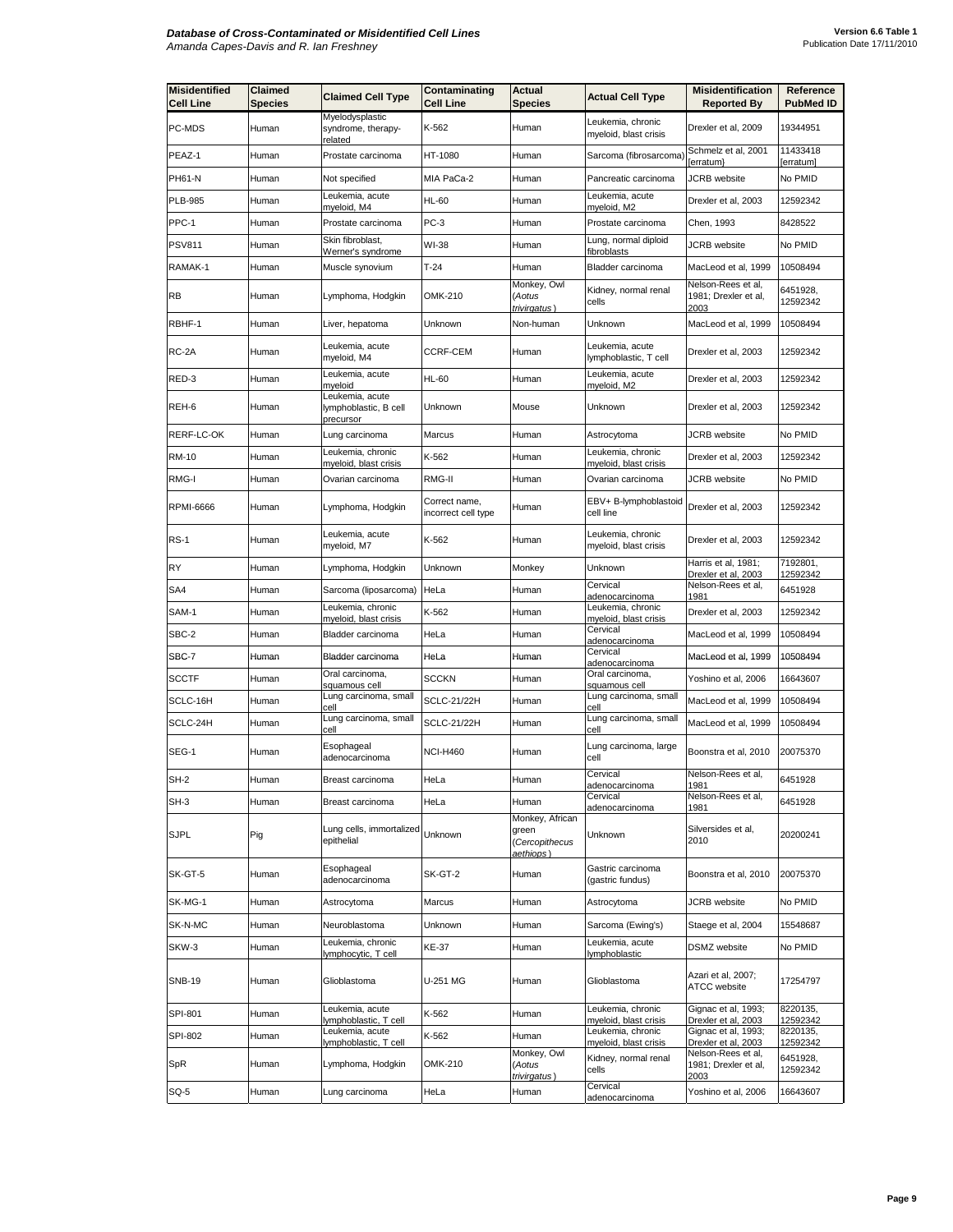| Misidentified Cell Line | Claimed Species | Claimed Cell Type | Contaminating Cell Line | Actual Species | Actual Cell Type | Misidentification Reported By | Reference PubMed ID |
|---|---|---|---|---|---|---|---|
| PC-MDS | Human | Myelodysplastic syndrome, therapy-related | K-562 | Human | Leukemia, chronic myeloid, blast crisis | Drexler et al, 2009 | 19344951 |
| PEAZ-1 | Human | Prostate carcinoma | HT-1080 | Human | Sarcoma (fibrosarcoma) | Schmelz et al, 2001 [erratum} | 11433418 [erratum] |
| PH61-N | Human | Not specified | MIA PaCa-2 | Human | Pancreatic carcinoma | JCRB website | No PMID |
| PLB-985 | Human | Leukemia, acute myeloid, M4 | HL-60 | Human | Leukemia, acute myeloid, M2 | Drexler et al, 2003 | 12592342 |
| PPC-1 | Human | Prostate carcinoma | PC-3 | Human | Prostate carcinoma | Chen, 1993 | 8428522 |
| PSV811 | Human | Skin fibroblast, Werner's syndrome | WI-38 | Human | Lung, normal diploid fibroblasts | JCRB website | No PMID |
| RAMAK-1 | Human | Muscle synovium | T-24 | Human | Bladder carcinoma | MacLeod et al, 1999 | 10508494 |
| RB | Human | Lymphoma, Hodgkin | OMK-210 | Monkey, Owl (*Aotus trivirgatus*) | Kidney, normal renal cells | Nelson-Rees et al, 1981; Drexler et al, 2003 | 6451928, 12592342 |
| RBHF-1 | Human | Liver, hepatoma | Unknown | Non-human | Unknown | MacLeod et al, 1999 | 10508494 |
| RC-2A | Human | Leukemia, acute myeloid, M4 | CCRF-CEM | Human | Leukemia, acute lymphoblastic, T cell | Drexler et al, 2003 | 12592342 |
| RED-3 | Human | Leukemia, acute myeloid | HL-60 | Human | Leukemia, acute myeloid, M2 | Drexler et al, 2003 | 12592342 |
| REH-6 | Human | Leukemia, acute lymphoblastic, B cell precursor | Unknown | Mouse | Unknown | Drexler et al, 2003 | 12592342 |
| RERF-LC-OK | Human | Lung carcinoma | Marcus | Human | Astrocytoma | JCRB website | No PMID |
| RM-10 | Human | Leukemia, chronic myeloid, blast crisis | K-562 | Human | Leukemia, chronic myeloid, blast crisis | Drexler et al, 2003 | 12592342 |
| RMG-I | Human | Ovarian carcinoma | RMG-II | Human | Ovarian carcinoma | JCRB website | No PMID |
| RPMI-6666 | Human | Lymphoma, Hodgkin | Correct name, incorrect cell type | Human | EBV+ B-lymphoblastoid cell line | Drexler et al, 2003 | 12592342 |
| RS-1 | Human | Leukemia, acute myeloid, M7 | K-562 | Human | Leukemia, chronic myeloid, blast crisis | Drexler et al, 2003 | 12592342 |
| RY | Human | Lymphoma, Hodgkin | Unknown | Monkey | Unknown | Harris et al, 1981; Drexler et al, 2003 | 7192801, 12592342 |
| SA4 | Human | Sarcoma (liposarcoma) | HeLa | Human | Cervical adenocarcinoma | Nelson-Rees et al, 1981 | 6451928 |
| SAM-1 | Human | Leukemia, chronic myeloid, blast crisis | K-562 | Human | Leukemia, chronic myeloid, blast crisis | Drexler et al, 2003 | 12592342 |
| SBC-2 | Human | Bladder carcinoma | HeLa | Human | Cervical adenocarcinoma | MacLeod et al, 1999 | 10508494 |
| SBC-7 | Human | Bladder carcinoma | HeLa | Human | Cervical adenocarcinoma | MacLeod et al, 1999 | 10508494 |
| SCCTF | Human | Oral carcinoma, squamous cell | SCCKN | Human | Oral carcinoma, squamous cell | Yoshino et al, 2006 | 16643607 |
| SCLC-16H | Human | Lung carcinoma, small cell | SCLC-21/22H | Human | Lung carcinoma, small cell | MacLeod et al, 1999 | 10508494 |
| SCLC-24H | Human | Lung carcinoma, small cell | SCLC-21/22H | Human | Lung carcinoma, small cell | MacLeod et al, 1999 | 10508494 |
| SEG-1 | Human | Esophageal adenocarcinoma | NCI-H460 | Human | Lung carcinoma, large cell | Boonstra et al, 2010 | 20075370 |
| SH-2 | Human | Breast carcinoma | HeLa | Human | Cervical adenocarcinoma | Nelson-Rees et al, 1981 | 6451928 |
| SH-3 | Human | Breast carcinoma | HeLa | Human | Cervical adenocarcinoma | Nelson-Rees et al, 1981 | 6451928 |
| SJPL | Pig | Lung cells, immortalized epithelial | Unknown | Monkey, African green (*Cercopithecus aethiops*) | Unknown | Silversides et al, 2010 | 20200241 |
| SK-GT-5 | Human | Esophageal adenocarcinoma | SK-GT-2 | Human | Gastric carcinoma (gastric fundus) | Boonstra et al, 2010 | 20075370 |
| SK-MG-1 | Human | Astrocytoma | Marcus | Human | Astrocytoma | JCRB website | No PMID |
| SK-N-MC | Human | Neuroblastoma | Unknown | Human | Sarcoma (Ewing's) | Staege et al, 2004 | 15548687 |
| SKW-3 | Human | Leukemia, chronic lymphocytic, T cell | KE-37 | Human | Leukemia, acute lymphoblastic | DSMZ website | No PMID |
| SNB-19 | Human | Glioblastoma | U-251 MG | Human | Glioblastoma | Azari et al, 2007; ATCC website | 17254797 |
| SPI-801 | Human | Leukemia, acute lymphoblastic, T cell | K-562 | Human | Leukemia, chronic myeloid, blast crisis | Gignac et al, 1993; Drexler et al, 2003 | 8220135, 12592342 |
| SPI-802 | Human | Leukemia, acute lymphoblastic, T cell | K-562 | Human | Leukemia, chronic myeloid, blast crisis | Gignac et al, 1993; Drexler et al, 2003 | 8220135, 12592342 |
| SpR | Human | Lymphoma, Hodgkin | OMK-210 | Monkey, Owl (*Aotus trivirgatus*) | Kidney, normal renal cells | Nelson-Rees et al, 1981; Drexler et al, 2003 | 6451928, 12592342 |
| SQ-5 | Human | Lung carcinoma | HeLa | Human | Cervical adenocarcinoma | Yoshino et al, 2006 | 16643607 |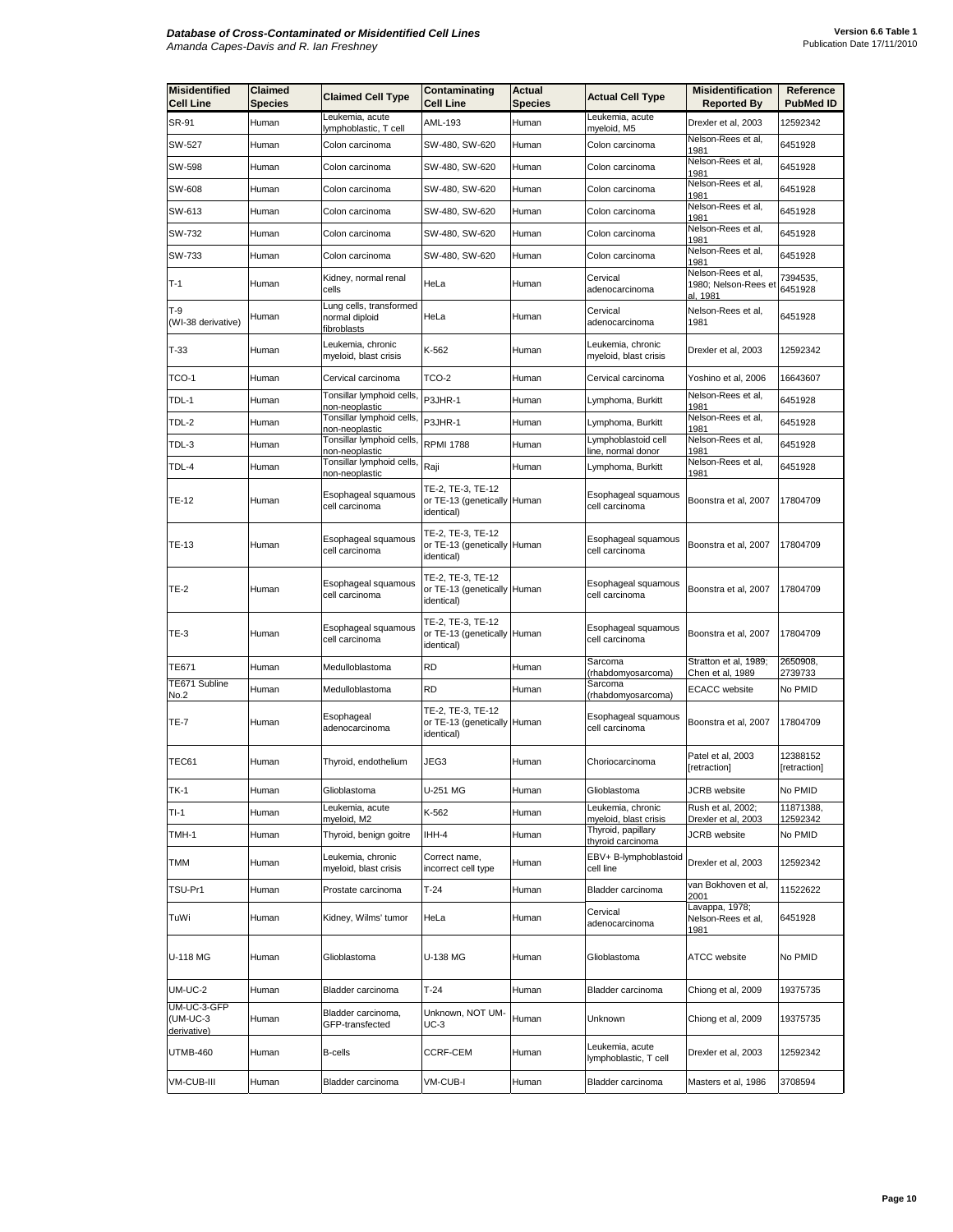| Misidentified Cell Line | Claimed Species | Claimed Cell Type | Contaminating Cell Line | Actual Species | Actual Cell Type | Misidentification Reported By | Reference PubMed ID |
|---|---|---|---|---|---|---|---|
| SR-91 | Human | Leukemia, acute lymphoblastic, T cell | AML-193 | Human | Leukemia, acute myeloid, M5 | Drexler et al, 2003 | 12592342 |
| SW-527 | Human | Colon carcinoma | SW-480, SW-620 | Human | Colon carcinoma | Nelson-Rees et al, 1981 | 6451928 |
| SW-598 | Human | Colon carcinoma | SW-480, SW-620 | Human | Colon carcinoma | Nelson-Rees et al, 1981 | 6451928 |
| SW-608 | Human | Colon carcinoma | SW-480, SW-620 | Human | Colon carcinoma | Nelson-Rees et al, 1981 | 6451928 |
| SW-613 | Human | Colon carcinoma | SW-480, SW-620 | Human | Colon carcinoma | Nelson-Rees et al, 1981 | 6451928 |
| SW-732 | Human | Colon carcinoma | SW-480, SW-620 | Human | Colon carcinoma | Nelson-Rees et al, 1981 | 6451928 |
| SW-733 | Human | Colon carcinoma | SW-480, SW-620 | Human | Colon carcinoma | Nelson-Rees et al, 1981 | 6451928 |
| T-1 | Human | Kidney, normal renal cells | HeLa | Human | Cervical adenocarcinoma | Nelson-Rees et al, 1980; Nelson-Rees et al, 1981 | 7394535, 6451928 |
| T-9 (WI-38 derivative) | Human | Lung cells, transformed normal diploid fibroblasts | HeLa | Human | Cervical adenocarcinoma | Nelson-Rees et al, 1981 | 6451928 |
| T-33 | Human | Leukemia, chronic myeloid, blast crisis | K-562 | Human | Leukemia, chronic myeloid, blast crisis | Drexler et al, 2003 | 12592342 |
| TCO-1 | Human | Cervical carcinoma | TCO-2 | Human | Cervical carcinoma | Yoshino et al, 2006 | 16643607 |
| TDL-1 | Human | Tonsillar lymphoid cells, non-neoplastic | P3JHR-1 | Human | Lymphoma, Burkitt | Nelson-Rees et al, 1981 | 6451928 |
| TDL-2 | Human | Tonsillar lymphoid cells, non-neoplastic | P3JHR-1 | Human | Lymphoma, Burkitt | Nelson-Rees et al, 1981 | 6451928 |
| TDL-3 | Human | Tonsillar lymphoid cells, non-neoplastic | RPMI 1788 | Human | Lymphoblastoid cell line, normal donor | Nelson-Rees et al, 1981 | 6451928 |
| TDL-4 | Human | Tonsillar lymphoid cells, non-neoplastic | Raji | Human | Lymphoma, Burkitt | Nelson-Rees et al, 1981 | 6451928 |
| TE-12 | Human | Esophageal squamous cell carcinoma | TE-2, TE-3, TE-12 or TE-13 (genetically identical) | Human | Esophageal squamous cell carcinoma | Boonstra et al, 2007 | 17804709 |
| TE-13 | Human | Esophageal squamous cell carcinoma | TE-2, TE-3, TE-12 or TE-13 (genetically identical) | Human | Esophageal squamous cell carcinoma | Boonstra et al, 2007 | 17804709 |
| TE-2 | Human | Esophageal squamous cell carcinoma | TE-2, TE-3, TE-12 or TE-13 (genetically identical) | Human | Esophageal squamous cell carcinoma | Boonstra et al, 2007 | 17804709 |
| TE-3 | Human | Esophageal squamous cell carcinoma | TE-2, TE-3, TE-12 or TE-13 (genetically identical) | Human | Esophageal squamous cell carcinoma | Boonstra et al, 2007 | 17804709 |
| TE671 | Human | Medulloblastoma | RD | Human | Sarcoma (rhabdomyosarcoma) | Stratton et al, 1989; Chen et al, 1989 | 2650908, 2739733 |
| TE671 Subline No.2 | Human | Medulloblastoma | RD | Human | Sarcoma (rhabdomyosarcoma) | ECACC website | No PMID |
| TE-7 | Human | Esophageal adenocarcinoma | TE-2, TE-3, TE-12 or TE-13 (genetically identical) | Human | Esophageal squamous cell carcinoma | Boonstra et al, 2007 | 17804709 |
| TEC61 | Human | Thyroid, endothelium | JEG3 | Human | Choriocarcinoma | Patel et al, 2003 [retraction] | 12388152 [retraction] |
| TK-1 | Human | Glioblastoma | U-251 MG | Human | Glioblastoma | JCRB website | No PMID |
| TI-1 | Human | Leukemia, acute myeloid, M2 | K-562 | Human | Leukemia, chronic myeloid, blast crisis | Rush et al, 2002; Drexler et al, 2003 | 11871388, 12592342 |
| TMH-1 | Human | Thyroid, benign goitre | IHH-4 | Human | Thyroid, papillary thyroid carcinoma | JCRB website | No PMID |
| TMM | Human | Leukemia, chronic myeloid, blast crisis | Correct name, incorrect cell type | Human | EBV+ B-lymphoblastoid cell line | Drexler et al, 2003 | 12592342 |
| TSU-Pr1 | Human | Prostate carcinoma | T-24 | Human | Bladder carcinoma | van Bokhoven et al, 2001 | 11522622 |
| TuWi | Human | Kidney, Wilms' tumor | HeLa | Human | Cervical adenocarcinoma | Lavappa, 1978; Nelson-Rees et al, 1981 | 6451928 |
| U-118 MG | Human | Glioblastoma | U-138 MG | Human | Glioblastoma | ATCC website | No PMID |
| UM-UC-2 | Human | Bladder carcinoma | T-24 | Human | Bladder carcinoma | Chiong et al, 2009 | 19375735 |
| UM-UC-3-GFP (UM-UC-3 derivative) | Human | Bladder carcinoma, GFP-transfected | Unknown, NOT UM-UC-3 | Human | Unknown | Chiong et al, 2009 | 19375735 |
| UTMB-460 | Human | B-cells | CCRF-CEM | Human | Leukemia, acute lymphoblastic, T cell | Drexler et al, 2003 | 12592342 |
| VM-CUB-III | Human | Bladder carcinoma | VM-CUB-I | Human | Bladder carcinoma | Masters et al, 1986 | 3708594 |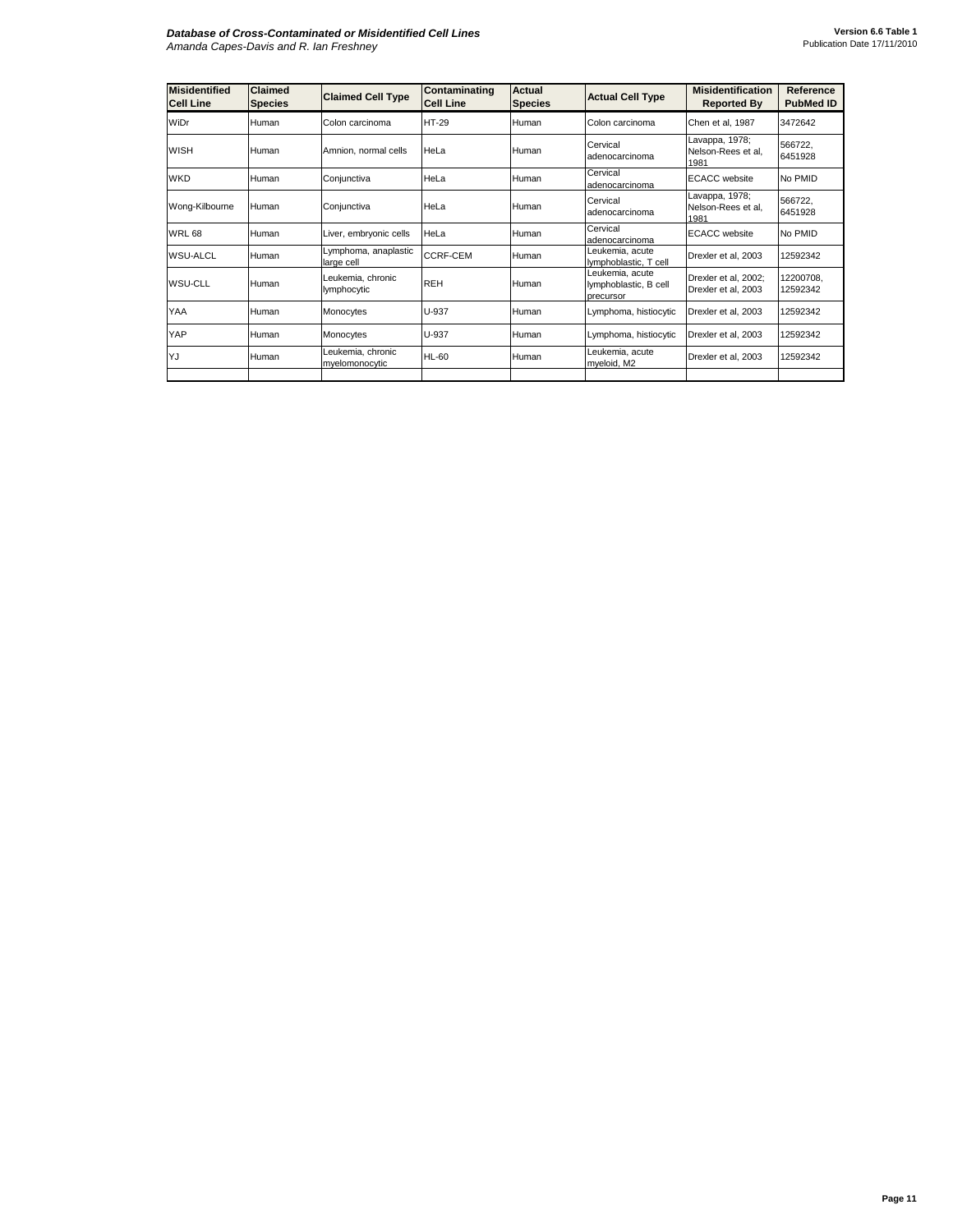| Misidentified Cell Line | Claimed Species | Claimed Cell Type | Contaminating Cell Line | Actual Species | Actual Cell Type | Misidentification Reported By | Reference PubMed ID |
|---|---|---|---|---|---|---|---|
| WiDr | Human | Colon carcinoma | HT-29 | Human | Colon carcinoma | Chen et al, 1987 | 3472642 |
| WISH | Human | Amnion, normal cells | HeLa | Human | Cervical adenocarcinoma | Lavappa, 1978; Nelson-Rees et al, 1981 | 566722, 6451928 |
| WKD | Human | Conjunctiva | HeLa | Human | Cervical adenocarcinoma | ECACC website | No PMID |
| Wong-Kilbourne | Human | Conjunctiva | HeLa | Human | Cervical adenocarcinoma | Lavappa, 1978; Nelson-Rees et al, 1981 | 566722, 6451928 |
| WRL 68 | Human | Liver, embryonic cells | HeLa | Human | Cervical adenocarcinoma | ECACC website | No PMID |
| WSU-ALCL | Human | Lymphoma, anaplastic large cell | CCRF-CEM | Human | Leukemia, acute lymphoblastic, T cell | Drexler et al, 2003 | 12592342 |
| WSU-CLL | Human | Leukemia, chronic lymphocytic | REH | Human | Leukemia, acute lymphoblastic, B cell precursor | Drexler et al, 2002; Drexler et al, 2003 | 12200708, 12592342 |
| YAA | Human | Monocytes | U-937 | Human | Lymphoma, histiocytic | Drexler et al, 2003 | 12592342 |
| YAP | Human | Monocytes | U-937 | Human | Lymphoma, histiocytic | Drexler et al, 2003 | 12592342 |
| YJ | Human | Leukemia, chronic myelomonocytic | HL-60 | Human | Leukemia, acute myeloid, M2 | Drexler et al, 2003 | 12592342 |
| | | | | | | | |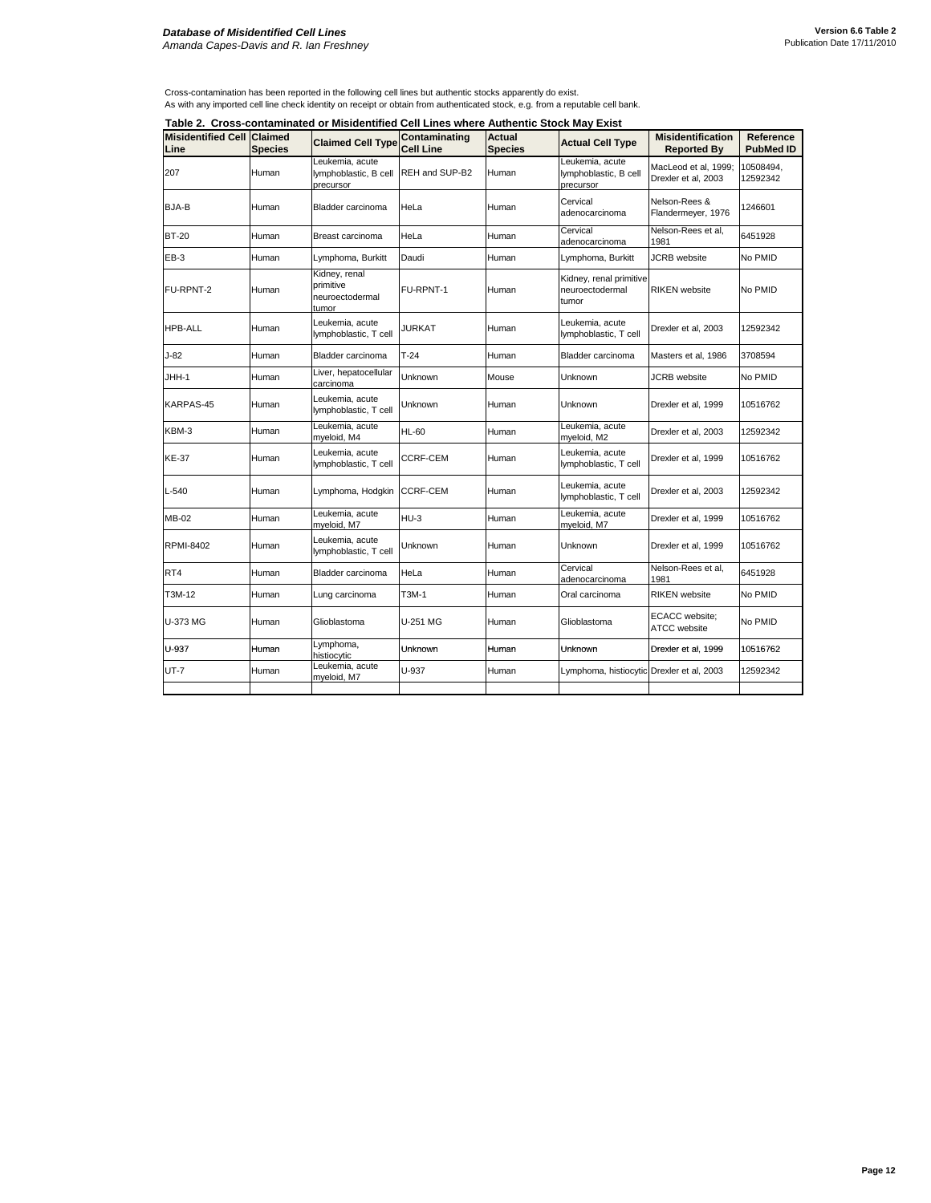Cross-contamination has been reported in the following cell lines but authentic stocks apparently do exist.
As with any imported cell line check identity on receipt or obtain from authenticated stock, e.g. from a reputable cell bank.

**Table 2. Cross-contaminated or Misidentified Cell Lines where Authentic Stock May Exist**

| Misidentified Cell Line | Claimed Species | Claimed Cell Type | Contaminating Cell Line | Actual Species | Actual Cell Type | Misidentification Reported By | Reference PubMed ID |
|---|---|---|---|---|---|---|---|
| 207 | Human | Leukemia, acute lymphoblastic, B cell precursor | REH and SUP-B2 | Human | Leukemia, acute lymphoblastic, B cell precursor | MacLeod et al, 1999; Drexler et al, 2003 | 10508494, 12592342 |
| BJA-B | Human | Bladder carcinoma | HeLa | Human | Cervical adenocarcinoma | Nelson-Rees & Flandermeyer, 1976 | 1246601 |
| BT-20 | Human | Breast carcinoma | HeLa | Human | Cervical adenocarcinoma | Nelson-Rees et al, 1981 | 6451928 |
| EB-3 | Human | Lymphoma, Burkitt | Daudi | Human | Lymphoma, Burkitt | JCRB website | No PMID |
| FU-RPNT-2 | Human | Kidney, renal primitive neuroectodermal tumor | FU-RPNT-1 | Human | Kidney, renal primitive neuroectodermal tumor | RIKEN website | No PMID |
| HPB-ALL | Human | Leukemia, acute lymphoblastic, T cell | JURKAT | Human | Leukemia, acute lymphoblastic, T cell | Drexler et al, 2003 | 12592342 |
| J-82 | Human | Bladder carcinoma | T-24 | Human | Bladder carcinoma | Masters et al, 1986 | 3708594 |
| JHH-1 | Human | Liver, hepatocellular carcinoma | Unknown | Mouse | Unknown | JCRB website | No PMID |
| KARPAS-45 | Human | Leukemia, acute lymphoblastic, T cell | Unknown | Human | Unknown | Drexler et al, 1999 | 10516762 |
| KBM-3 | Human | Leukemia, acute myeloid, M4 | HL-60 | Human | Leukemia, acute myeloid, M2 | Drexler et al, 2003 | 12592342 |
| KE-37 | Human | Leukemia, acute lymphoblastic, T cell | CCRF-CEM | Human | Leukemia, acute lymphoblastic, T cell | Drexler et al, 1999 | 10516762 |
| L-540 | Human | Lymphoma, Hodgkin | CCRF-CEM | Human | Leukemia, acute lymphoblastic, T cell | Drexler et al, 2003 | 12592342 |
| MB-02 | Human | Leukemia, acute myeloid, M7 | HU-3 | Human | Leukemia, acute myeloid, M7 | Drexler et al, 1999 | 10516762 |
| RPMI-8402 | Human | Leukemia, acute lymphoblastic, T cell | Unknown | Human | Unknown | Drexler et al, 1999 | 10516762 |
| RT4 | Human | Bladder carcinoma | HeLa | Human | Cervical adenocarcinoma | Nelson-Rees et al, 1981 | 6451928 |
| T3M-12 | Human | Lung carcinoma | T3M-1 | Human | Oral carcinoma | RIKEN website | No PMID |
| U-373 MG | Human | Glioblastoma | U-251 MG | Human | Glioblastoma | ECACC website; ATCC website | No PMID |
| U-937 | Human | Lymphoma, histiocytic | Unknown | Human | Unknown | Drexler et al, 1999 | 10516762 |
| UT-7 | Human | Leukemia, acute myeloid, M7 | U-937 | Human | Lymphoma, histiocytic | Drexler et al, 2003 | 12592342 |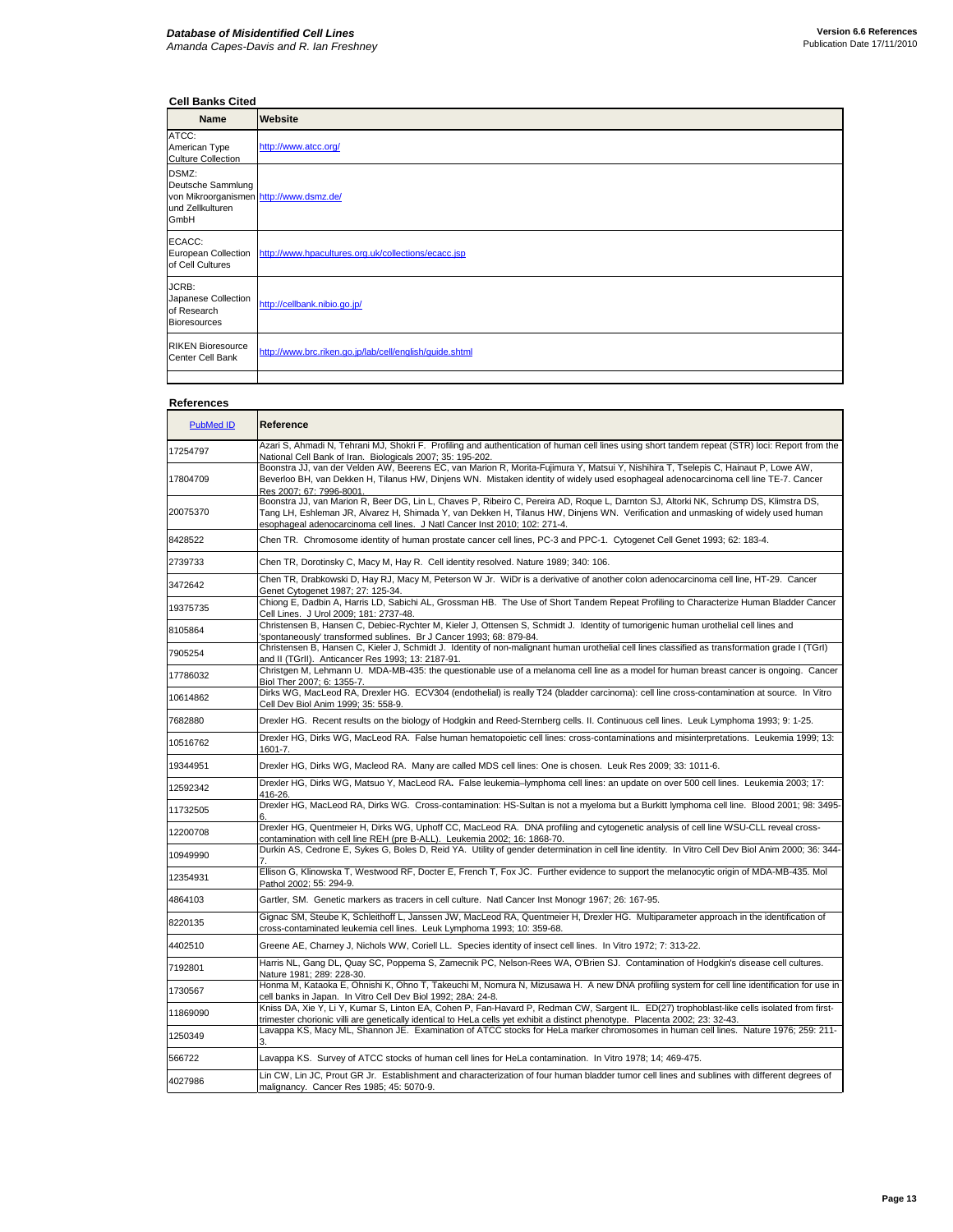### Cell Banks Cited

| Name | Website |
|---|---|
| ATCC: American Type Culture Collection | http://www.atcc.org/ |
| DSMZ: Deutsche Sammlung von Mikroorganismen und Zellkulturen GmbH | http://www.dsmz.de/ |
| ECACC: European Collection of Cell Cultures | http://www.hpacultures.org.uk/collections/ecacc.jsp |
| JCRB: Japanese Collection of Research Bioresources | http://cellbank.nibio.go.jp/ |
| RIKEN Bioresource Center Cell Bank | http://www.brc.riken.go.jp/lab/cell/english/guide.shtml |
| | |

### References

| PubMed ID | Reference |
|---|---|
| 17254797 | Azari S, Ahmadi N, Tehrani MJ, Shokri F. Profiling and authentication of human cell lines using short tandem repeat (STR) loci: Report from the National Cell Bank of Iran. Biologicals 2007; 35: 195-202. |
| 17804709 | Boonstra JJ, van der Velden AW, Beerens EC, van Marion R, Morita-Fujimura Y, Matsui Y, Nishihira T, Tselepis C, Hainaut P, Lowe AW, Beverloo BH, van Dekken H, Tilanus HW, Dinjens WN. Mistaken identity of widely used esophageal adenocarcinoma cell line TE-7. Cancer Res 2007; 67: 7996-8001. |
| 20075370 | Boonstra JJ, van Marion R, Beer DG, Lin L, Chaves P, Ribeiro C, Pereira AD, Roque L, Darnton SJ, Altorki NK, Schrump DS, Klimstra DS, Tang LH, Eshleman JR, Alvarez H, Shimada Y, van Dekken H, Tilanus HW, Dinjens WN. Verification and unmasking of widely used human esophageal adenocarcinoma cell lines. J Natl Cancer Inst 2010; 102: 271-4. |
| 8428522 | Chen TR. Chromosome identity of human prostate cancer cell lines, PC-3 and PPC-1. Cytogenet Cell Genet 1993; 62: 183-4. |
| 2739733 | Chen TR, Dorotinsky C, Macy M, Hay R. Cell identity resolved. Nature 1989; 340: 106. |
| 3472642 | Chen TR, Drabkowski D, Hay RJ, Macy M, Peterson W Jr. WiDr is a derivative of another colon adenocarcinoma cell line, HT-29. Cancer Genet Cytogenet 1987; 27: 125-34. |
| 19375735 | Chiong E, Dadbin A, Harris LD, Sabichi AL, Grossman HB. The Use of Short Tandem Repeat Profiling to Characterize Human Bladder Cancer Cell Lines. J Urol 2009; 181: 2737-48. |
| 8105864 | Christensen B, Hansen C, Debiec-Rychter M, Kieler J, Ottensen S, Schmidt J. Identity of tumorigenic human urothelial cell lines and 'spontaneously' transformed sublines. Br J Cancer 1993; 68: 879-84. |
| 7905254 | Christensen B, Hansen C, Kieler J, Schmidt J. Identity of non-malignant human urothelial cell lines classified as transformation grade I (TGrI) and II (TGrII). Anticancer Res 1993; 13: 2187-91. |
| 17786032 | Christgen M, Lehmann U. MDA-MB-435: the questionable use of a melanoma cell line as a model for human breast cancer is ongoing. Cancer Biol Ther 2007; 6: 1355-7. |
| 10614862 | Dirks WG, MacLeod RA, Drexler HG. ECV304 (endothelial) is really T24 (bladder carcinoma): cell line cross-contamination at source. In Vitro Cell Dev Biol Anim 1999; 35: 558-9. |
| 7682880 | Drexler HG. Recent results on the biology of Hodgkin and Reed-Sternberg cells. II. Continuous cell lines. Leuk Lymphoma 1993; 9: 1-25. |
| 10516762 | Drexler HG, Dirks WG, MacLeod RA. False human hematopoietic cell lines: cross-contaminations and misinterpretations. Leukemia 1999; 13: 1601-7. |
| 19344951 | Drexler HG, Dirks WG, Macleod RA. Many are called MDS cell lines: One is chosen. Leuk Res 2009; 33: 1011-6. |
| 12592342 | Drexler HG, Dirks WG, Matsuo Y, MacLeod RA. False leukemia–lymphoma cell lines: an update on over 500 cell lines. Leukemia 2003; 17: 416-26. |
| 11732505 | Drexler HG, MacLeod RA, Dirks WG. Cross-contamination: HS-Sultan is not a myeloma but a Burkitt lymphoma cell line. Blood 2001; 98: 3495-6. |
| 12200708 | Drexler HG, Quentmeier H, Dirks WG, Uphoff CC, MacLeod RA. DNA profiling and cytogenetic analysis of cell line WSU-CLL reveal cross-contamination with cell line REH (pre B-ALL). Leukemia 2002; 16: 1868-70. |
| 10949990 | Durkin AS, Cedrone E, Sykes G, Boles D, Reid YA. Utility of gender determination in cell line identity. In Vitro Cell Dev Biol Anim 2000; 36: 344-7. |
| 12354931 | Ellison G, Klinowska T, Westwood RF, Docter E, French T, Fox JC. Further evidence to support the melanocytic origin of MDA-MB-435. Mol Pathol 2002; 55: 294-9. |
| 4864103 | Gartler, SM. Genetic markers as tracers in cell culture. Natl Cancer Inst Monogr 1967; 26: 167-95. |
| 8220135 | Gignac SM, Steube K, Schleithoff L, Janssen JW, MacLeod RA, Quentmeier H, Drexler HG. Multiparameter approach in the identification of cross-contaminated leukemia cell lines. Leuk Lymphoma 1993; 10: 359-68. |
| 4402510 | Greene AE, Charney J, Nichols WW, Coriell LL. Species identity of insect cell lines. In Vitro 1972; 7: 313-22. |
| 7192801 | Harris NL, Gang DL, Quay SC, Poppema S, Zamecnik PC, Nelson-Rees WA, O'Brien SJ. Contamination of Hodgkin's disease cell cultures. Nature 1981; 289: 228-30. |
| 1730567 | Honma M, Kataoka E, Ohnishi K, Ohno T, Takeuchi M, Nomura N, Mizusawa H. A new DNA profiling system for cell line identification for use in cell banks in Japan. In Vitro Cell Dev Biol 1992; 28A: 24-8. |
| 11869090 | Kniss DA, Xie Y, Li Y, Kumar S, Linton EA, Cohen P, Fan-Havard P, Redman CW, Sargent IL. ED(27) trophoblast-like cells isolated from first-trimester chorionic villi are genetically identical to HeLa cells yet exhibit a distinct phenotype. Placenta 2002; 23: 32-43. |
| 1250349 | Lavappa KS, Macy ML, Shannon JE. Examination of ATCC stocks for HeLa marker chromosomes in human cell lines. Nature 1976; 259: 211-3. |
| 566722 | Lavappa KS. Survey of ATCC stocks of human cell lines for HeLa contamination. In Vitro 1978; 14; 469-475. |
| 4027986 | Lin CW, Lin JC, Prout GR Jr. Establishment and characterization of four human bladder tumor cell lines and sublines with different degrees of malignancy. Cancer Res 1985; 45: 5070-9. |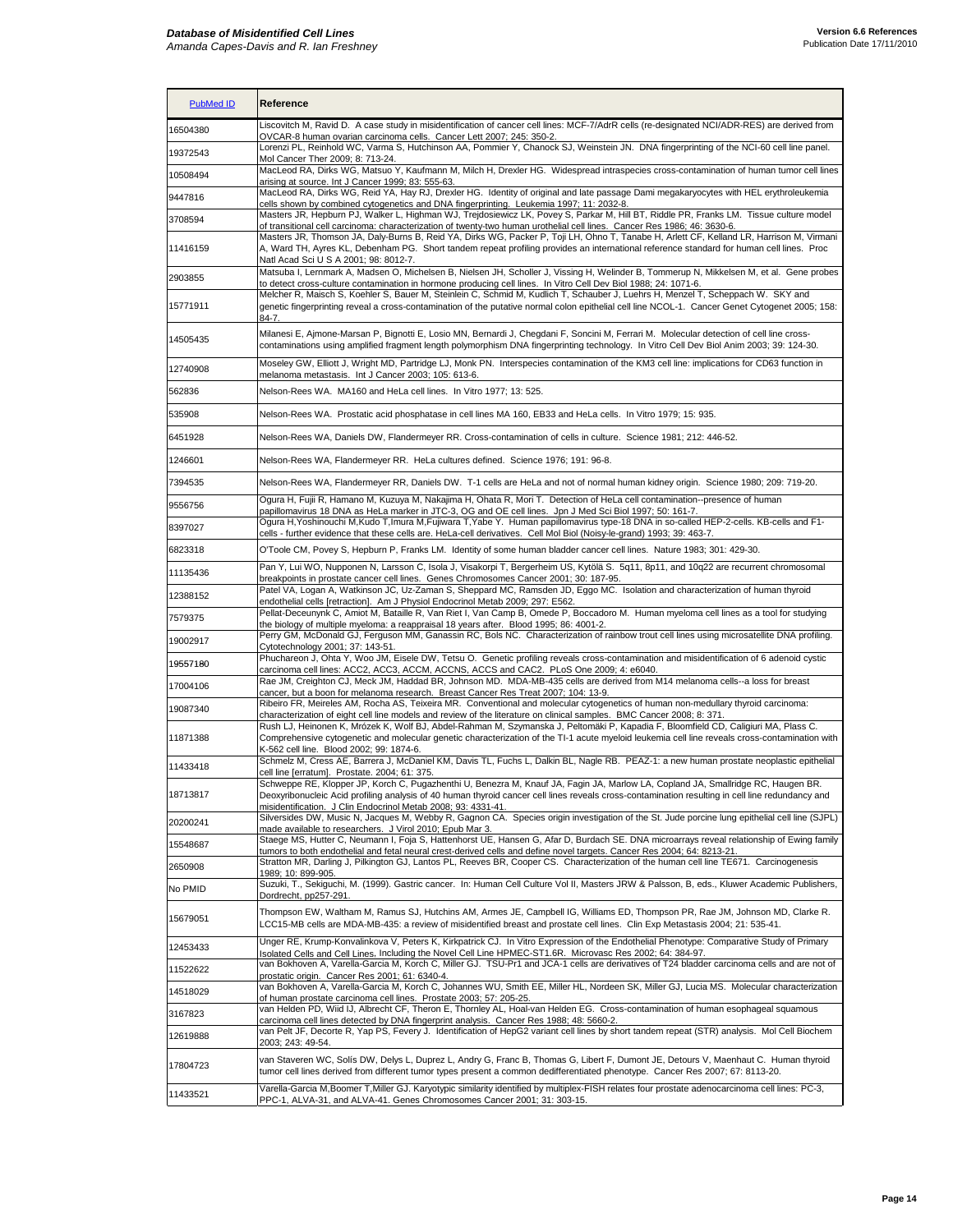| PubMed ID | Reference |
|---|---|
| 16504380 | Liscovitch M, Ravid D. A case study in misidentification of cancer cell lines: MCF-7/AdrR cells (re-designated NCI/ADR-RES) are derived from OVCAR-8 human ovarian carcinoma cells. Cancer Lett 2007; 245: 350-2. |
| 19372543 | Lorenzi PL, Reinhold WC, Varma S, Hutchinson AA, Pommier Y, Chanock SJ, Weinstein JN. DNA fingerprinting of the NCI-60 cell line panel. Mol Cancer Ther 2009; 8: 713-24. |
| 10508494 | MacLeod RA, Dirks WG, Matsuo Y, Kaufmann M, Milch H, Drexler HG. Widespread intraspecies cross-contamination of human tumor cell lines arising at source. Int J Cancer 1999; 83: 555-63. |
| 9447816 | MacLeod RA, Dirks WG, Reid YA, Hay RJ, Drexler HG. Identity of original and late passage Dami megakaryocytes with HEL erythroleukemia cells shown by combined cytogenetics and DNA fingerprinting. Leukemia 1997; 11: 2032-8. |
| 3708594 | Masters JR, Hepburn PJ, Walker L, Highman WJ, Trejdosiewicz LK, Povey S, Parkar M, Hill BT, Riddle PR, Franks LM. Tissue culture model of transitional cell carcinoma: characterization of twenty-two human urothelial cell lines. Cancer Res 1986; 46: 3630-6. |
| 11416159 | Masters JR, Thomson JA, Daly-Burns B, Reid YA, Dirks WG, Packer P, Toji LH, Ohno T, Tanabe H, Arlett CF, Kelland LR, Harrison M, Virmani A, Ward TH, Ayres KL, Debenham PG. Short tandem repeat profiling provides an international reference standard for human cell lines. Proc Natl Acad Sci U S A 2001; 98: 8012-7. |
| 2903855 | Matsuba I, Lernmark A, Madsen O, Michelsen B, Nielsen JH, Scholler J, Vissing H, Welinder B, Tommerup N, Mikkelsen M, et al. Gene probes to detect cross-culture contamination in hormone producing cell lines. In Vitro Cell Dev Biol 1988; 24: 1071-6. |
| 15771911 | Melcher R, Maisch S, Koehler S, Bauer M, Steinlein C, Schmid M, Kudlich T, Schauber J, Luehrs H, Menzel T, Scheppach W. SKY and genetic fingerprinting reveal a cross-contamination of the putative normal colon epithelial cell line NCOL-1. Cancer Genet Cytogenet 2005; 158: 84-7. |
| 14505435 | Milanesi E, Ajmone-Marsan P, Bignotti E, Losio MN, Bernardi J, Chegdani F, Soncini M, Ferrari M. Molecular detection of cell line cross-contaminations using amplified fragment length polymorphism DNA fingerprinting technology. In Vitro Cell Dev Biol Anim 2003; 39: 124-30. |
| 12740908 | Moseley GW, Elliott J, Wright MD, Partridge LJ, Monk PN. Interspecies contamination of the KM3 cell line: implications for CD63 function in melanoma metastasis. Int J Cancer 2003; 105: 613-6. |
| 562836 | Nelson-Rees WA. MA160 and HeLa cell lines. In Vitro 1977; 13: 525. |
| 535908 | Nelson-Rees WA. Prostatic acid phosphatase in cell lines MA 160, EB33 and HeLa cells. In Vitro 1979; 15: 935. |
| 6451928 | Nelson-Rees WA, Daniels DW, Flandermeyer RR. Cross-contamination of cells in culture. Science 1981; 212: 446-52. |
| 1246601 | Nelson-Rees WA, Flandermeyer RR. HeLa cultures defined. Science 1976; 191: 96-8. |
| 7394535 | Nelson-Rees WA, Flandermeyer RR, Daniels DW. T-1 cells are HeLa and not of normal human kidney origin. Science 1980; 209: 719-20. |
| 9556756 | Ogura H, Fujii R, Hamano M, Kuzuya M, Nakajima H, Ohata R, Mori T. Detection of HeLa cell contamination--presence of human papillomavirus 18 DNA as HeLa marker in JTC-3, OG and OE cell lines. Jpn J Med Sci Biol 1997; 50: 161-7. |
| 8397027 | Ogura H,Yoshinouchi M,Kudo T,Imura M,Fujiwara T,Yabe Y. Human papillomavirus type-18 DNA in so-called HEP-2-cells. KB-cells and F1-cells - further evidence that these cells are. HeLa-cell derivatives. Cell Mol Biol (Noisy-le-grand) 1993; 39: 463-7. |
| 6823318 | O'Toole CM, Povey S, Hepburn P, Franks LM. Identity of some human bladder cancer cell lines. Nature 1983; 301: 429-30. |
| 11135436 | Pan Y, Lui WO, Nupponen N, Larsson C, Isola J, Visakorpi T, Bergerheim US, Kytölä S. 5q11, 8p11, and 10q22 are recurrent chromosomal breakpoints in prostate cancer cell lines. Genes Chromosomes Cancer 2001; 30: 187-95. |
| 12388152 | Patel VA, Logan A, Watkinson JC, Uz-Zaman S, Sheppard MC, Ramsden JD, Eggo MC. Isolation and characterization of human thyroid endothelial cells [retraction]. Am J Physiol Endocrinol Metab 2009; 297: E562. |
| 7579375 | Pellat-Deceunynk C, Amiot M, Bataille R, Van Riet I, Van Camp B, Omede P, Boccadoro M. Human myeloma cell lines as a tool for studying the biology of multiple myeloma: a reappraisal 18 years after. Blood 1995; 86: 4001-2. |
| 19002917 | Perry GM, McDonald GJ, Ferguson MM, Ganassin RC, Bols NC. Characterization of rainbow trout cell lines using microsatellite DNA profiling. Cytotechnology 2001; 37: 143-51. |
| 19557180 | Phuchareon J, Ohta Y, Woo JM, Eisele DW, Tetsu O. Genetic profiling reveals cross-contamination and misidentification of 6 adenoid cystic carcinoma cell lines: ACC2, ACC3, ACCM, ACCNS, ACCS and CAC2. PLoS One 2009; 4: e6040. |
| 17004106 | Rae JM, Creighton CJ, Meck JM, Haddad BR, Johnson MD. MDA-MB-435 cells are derived from M14 melanoma cells--a loss for breast cancer, but a boon for melanoma research. Breast Cancer Res Treat 2007; 104: 13-9. |
| 19087340 | Ribeiro FR, Meireles AM, Rocha AS, Teixeira MR. Conventional and molecular cytogenetics of human non-medullary thyroid carcinoma: characterization of eight cell line models and review of the literature on clinical samples. BMC Cancer 2008; 8: 371. |
| 11871388 | Rush LJ, Heinonen K, Mrózek K, Wolf BJ, Abdel-Rahman M, Szymanska J, Peltomäki P, Kapadia F, Bloomfield CD, Caligiuri MA, Plass C. Comprehensive cytogenetic and molecular genetic characterization of the TI-1 acute myeloid leukemia cell line reveals cross-contamination with K-562 cell line. Blood 2002; 99: 1874-6. |
| 11433418 | Schmelz M, Cress AE, Barrera J, McDaniel KM, Davis TL, Fuchs L, Dalkin BL, Nagle RB. PEAZ-1: a new human prostate neoplastic epithelial cell line [erratum]. Prostate. 2004; 61: 375. |
| 18713817 | Schweppe RE, Klopper JP, Korch C, Pugazhenthi U, Benezra M, Knauf JA, Fagin JA, Marlow LA, Copland JA, Smallridge RC, Haugen BR. Deoxyribonucleic Acid profiling analysis of 40 human thyroid cancer cell lines reveals cross-contamination resulting in cell line redundancy and misidentification. J Clin Endocrinol Metab 2008; 93: 4331-41. |
| 20200241 | Silversides DW, Music N, Jacques M, Webby R, Gagnon CA. Species origin investigation of the St. Jude porcine lung epithelial cell line (SJPL) made available to researchers. J Virol 2010; Epub Mar 3. |
| 15548687 | Staege MS, Hutter C, Neumann I, Foja S, Hattenhorst UE, Hansen G, Afar D, Burdach SE. DNA microarrays reveal relationship of Ewing family tumors to both endothelial and fetal neural crest-derived cells and define novel targets. Cancer Res 2004; 64: 8213-21. |
| 2650908 | Stratton MR, Darling J, Pilkington GJ, Lantos PL, Reeves BR, Cooper CS. Characterization of the human cell line TE671. Carcinogenesis 1989; 10: 899-905. |
| No PMID | Suzuki, T., Sekiguchi, M. (1999). Gastric cancer. In: Human Cell Culture Vol II, Masters JRW & Palsson, B, eds., Kluwer Academic Publishers, Dordrecht, pp257-291. |
| 15679051 | Thompson EW, Waltham M, Ramus SJ, Hutchins AM, Armes JE, Campbell IG, Williams ED, Thompson PR, Rae JM, Johnson MD, Clarke R. LCC15-MB cells are MDA-MB-435: a review of misidentified breast and prostate cell lines. Clin Exp Metastasis 2004; 21: 535-41. |
| 12453433 | Unger RE, Krump-Konvalinkova V, Peters K, Kirkpatrick CJ. In Vitro Expression of the Endothelial Phenotype: Comparative Study of Primary Isolated Cells and Cell Lines, Including the Novel Cell Line HPMEC-ST1.6R. Microvasc Res 2002; 64: 384-97. |
| 11522622 | van Bokhoven A, Varella-Garcia M, Korch C, Miller GJ. TSU-Pr1 and JCA-1 cells are derivatives of T24 bladder carcinoma cells and are not of prostatic origin. Cancer Res 2001; 61: 6340-4. |
| 14518029 | van Bokhoven A, Varella-Garcia M, Korch C, Johannes WU, Smith EE, Miller HL, Nordeen SK, Miller GJ, Lucia MS. Molecular characterization of human prostate carcinoma cell lines. Prostate 2003; 57: 205-25. |
| 3167823 | van Helden PD, Wiid IJ, Albrecht CF, Theron E, Thornley AL, Hoal-van Helden EG. Cross-contamination of human esophageal squamous carcinoma cell lines detected by DNA fingerprint analysis. Cancer Res 1988; 48: 5660-2. |
| 12619888 | van Pelt JF, Decorte R, Yap PS, Fevery J. Identification of HepG2 variant cell lines by short tandem repeat (STR) analysis. Mol Cell Biochem 2003; 243: 49-54. |
| 17804723 | van Staveren WC, Solís DW, Delys L, Duprez L, Andry G, Franc B, Thomas G, Libert F, Dumont JE, Detours V, Maenhaut C. Human thyroid tumor cell lines derived from different tumor types present a common dedifferentiated phenotype. Cancer Res 2007; 67: 8113-20. |
| 11433521 | Varella-Garcia M,Boomer T,Miller GJ. Karyotypic similarity identified by multiplex-FISH relates four prostate adenocarcinoma cell lines: PC-3, PPC-1, ALVA-31, and ALVA-41. Genes Chromosomes Cancer 2001; 31: 303-15. |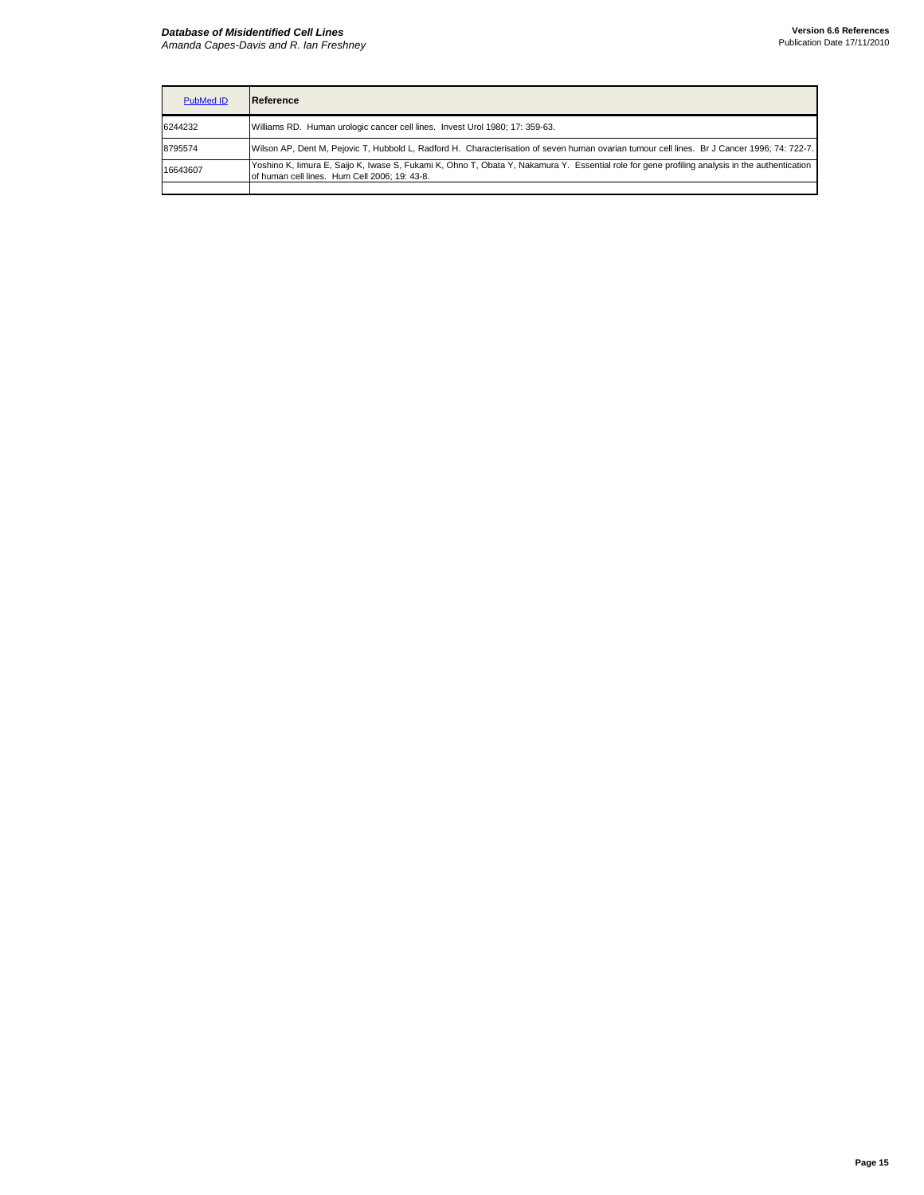| PubMed ID | Reference |
|---|---|
| 6244232 | Williams RD. Human urologic cancer cell lines. Invest Urol 1980; 17: 359-63. |
| 8795574 | Wilson AP, Dent M, Pejovic T, Hubbold L, Radford H. Characterisation of seven human ovarian tumour cell lines. Br J Cancer 1996; 74: 722-7. |
| 16643607 | Yoshino K, Iimura E, Saijo K, Iwase S, Fukami K, Ohno T, Obata Y, Nakamura Y. Essential role for gene profiling analysis in the authentication of human cell lines. Hum Cell 2006; 19: 43-8. |
| | |